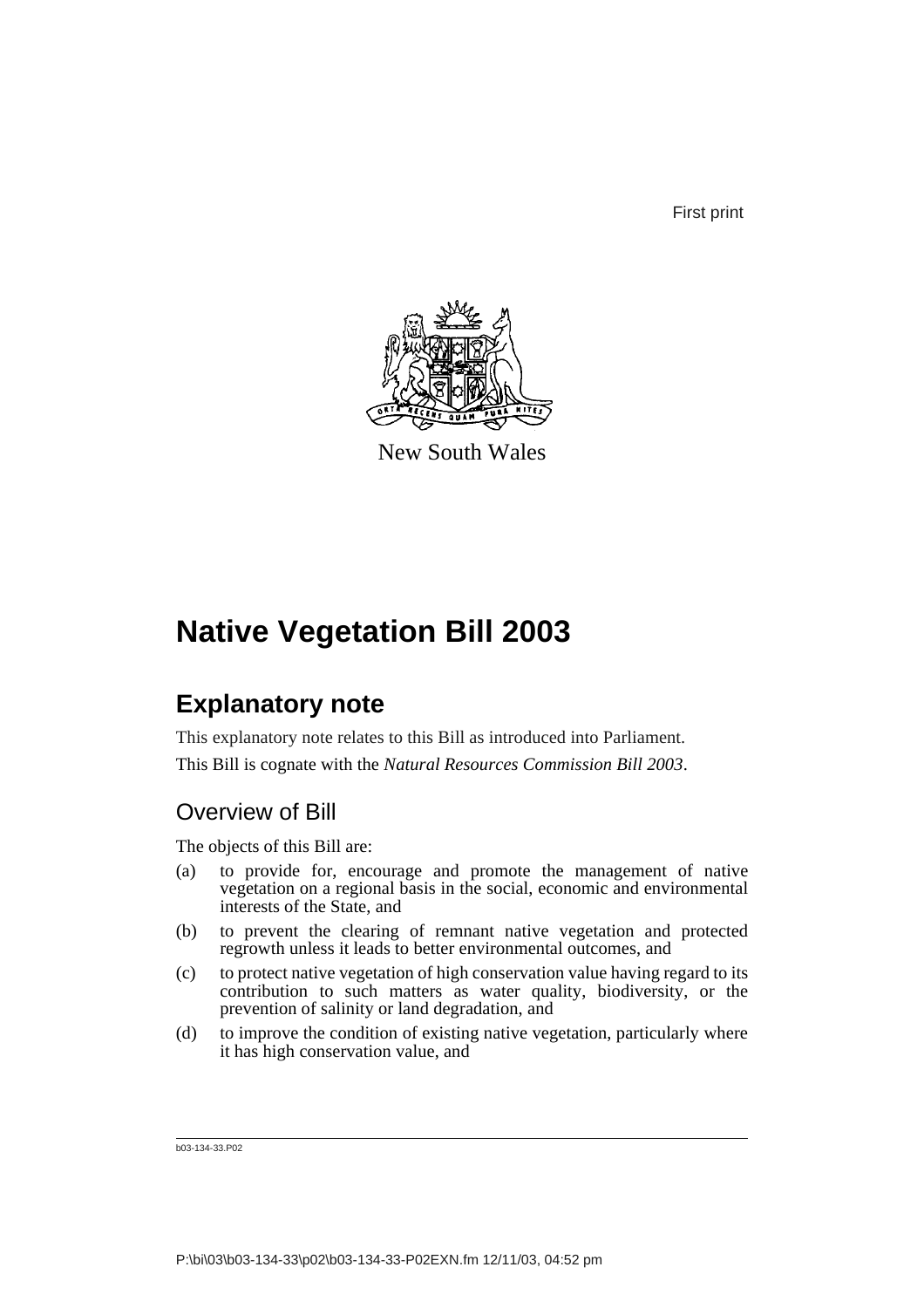First print

New South Wales

# Native Vegetation Bill 2003

## Explanatory note

This explanatory note relates to this Bill as introduced into Parliament.

This Bill is cognate with the *Natural Resources Commission Bill 2003*.

### Overview of Bill

The objects of this Bill are:

(a) to provide for, encourage and promote the management of native vegetation on a regional basis in the social, economic and environmental interests of the State, and

(b) to prevent the clearing of remnant native vegetation and protected regrowth unless it leads to better environmental outcomes, and

(c) to protect native vegetation of high conservation value having regard to its contribution to such matters as water quality, biodiversity, or the prevention of salinity or land degradation, and

(d) to improve the condition of existing native vegetation, particularly where it has high conservation value, and

b03-134-33.P02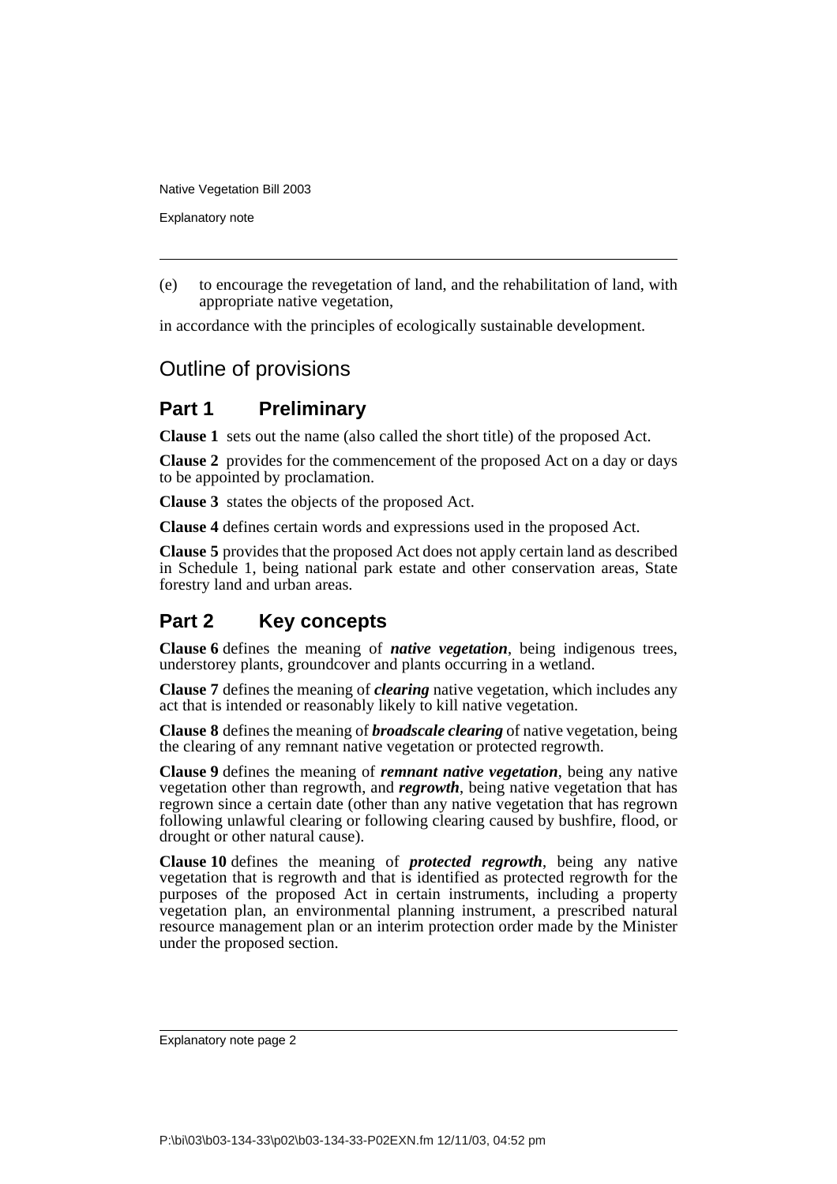(e) to encourage the revegetation of land, and the rehabilitation of land, with appropriate native vegetation,

in accordance with the principles of ecologically sustainable development.

## Outline of provisions

### Part 1 Preliminary

**Clause 1** sets out the name (also called the short title) of the proposed Act.

**Clause 2** provides for the commencement of the proposed Act on a day or days to be appointed by proclamation.

**Clause 3** states the objects of the proposed Act.

**Clause 4** defines certain words and expressions used in the proposed Act.

**Clause 5** provides that the proposed Act does not apply certain land as described in Schedule 1, being national park estate and other conservation areas, State forestry land and urban areas.

### Part 2 Key concepts

**Clause 6** defines the meaning of ***native vegetation***, being indigenous trees, understorey plants, groundcover and plants occurring in a wetland.

**Clause 7** defines the meaning of ***clearing*** native vegetation, which includes any act that is intended or reasonably likely to kill native vegetation.

**Clause 8** defines the meaning of ***broadscale clearing*** of native vegetation, being the clearing of any remnant native vegetation or protected regrowth.

**Clause 9** defines the meaning of ***remnant native vegetation***, being any native vegetation other than regrowth, and ***regrowth***, being native vegetation that has regrown since a certain date (other than any native vegetation that has regrown following unlawful clearing or following clearing caused by bushfire, flood, or drought or other natural cause).

**Clause 10** defines the meaning of ***protected regrowth***, being any native vegetation that is regrowth and that is identified as protected regrowth for the purposes of the proposed Act in certain instruments, including a property vegetation plan, an environmental planning instrument, a prescribed natural resource management plan or an interim protection order made by the Minister under the proposed section.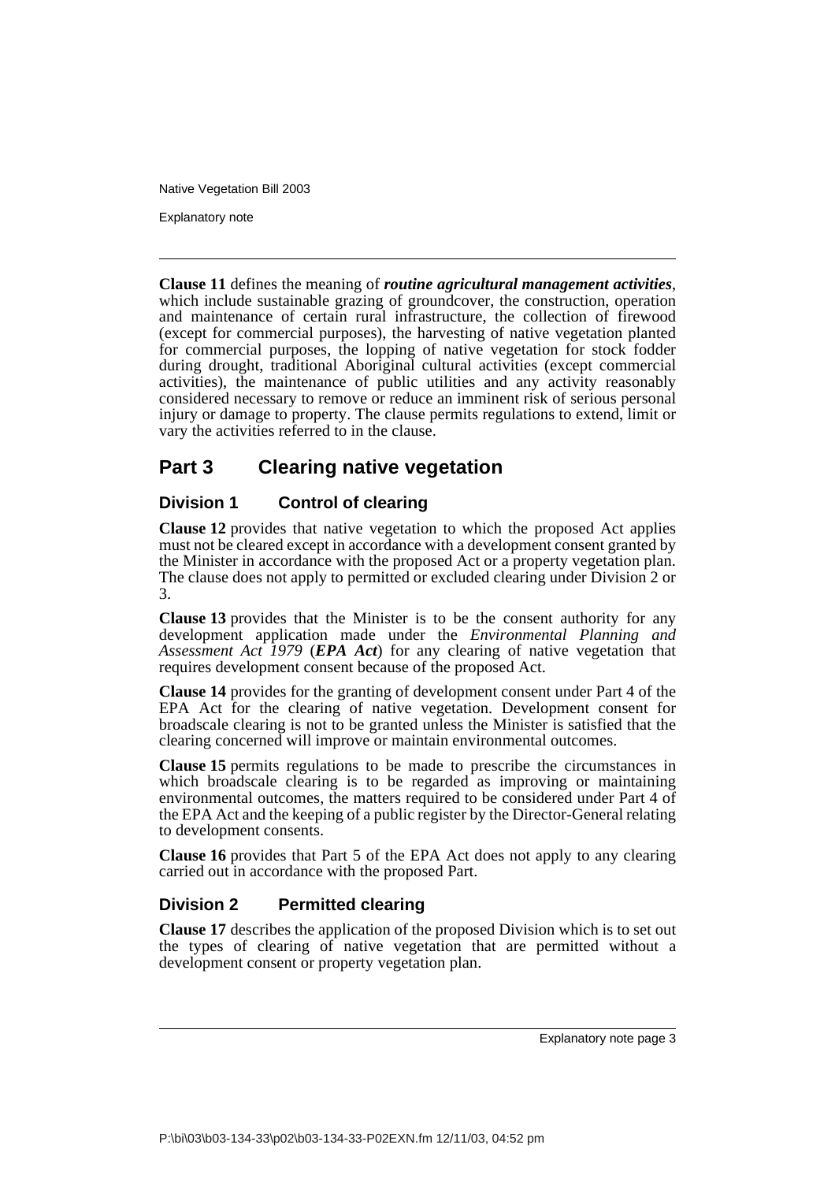**Clause 11** defines the meaning of ***routine agricultural management activities***, which include sustainable grazing of groundcover, the construction, operation and maintenance of certain rural infrastructure, the collection of firewood (except for commercial purposes), the harvesting of native vegetation planted for commercial purposes, the lopping of native vegetation for stock fodder during drought, traditional Aboriginal cultural activities (except commercial activities), the maintenance of public utilities and any activity reasonably considered necessary to remove or reduce an imminent risk of serious personal injury or damage to property. The clause permits regulations to extend, limit or vary the activities referred to in the clause.

## Part 3 Clearing native vegetation

### Division 1 Control of clearing

**Clause 12** provides that native vegetation to which the proposed Act applies must not be cleared except in accordance with a development consent granted by the Minister in accordance with the proposed Act or a property vegetation plan. The clause does not apply to permitted or excluded clearing under Division 2 or 3.

**Clause 13** provides that the Minister is to be the consent authority for any development application made under the *Environmental Planning and Assessment Act 1979* (***EPA Act***) for any clearing of native vegetation that requires development consent because of the proposed Act.

**Clause 14** provides for the granting of development consent under Part 4 of the EPA Act for the clearing of native vegetation. Development consent for broadscale clearing is not to be granted unless the Minister is satisfied that the clearing concerned will improve or maintain environmental outcomes.

**Clause 15** permits regulations to be made to prescribe the circumstances in which broadscale clearing is to be regarded as improving or maintaining environmental outcomes, the matters required to be considered under Part 4 of the EPA Act and the keeping of a public register by the Director-General relating to development consents.

**Clause 16** provides that Part 5 of the EPA Act does not apply to any clearing carried out in accordance with the proposed Part.

### Division 2 Permitted clearing

**Clause 17** describes the application of the proposed Division which is to set out the types of clearing of native vegetation that are permitted without a development consent or property vegetation plan.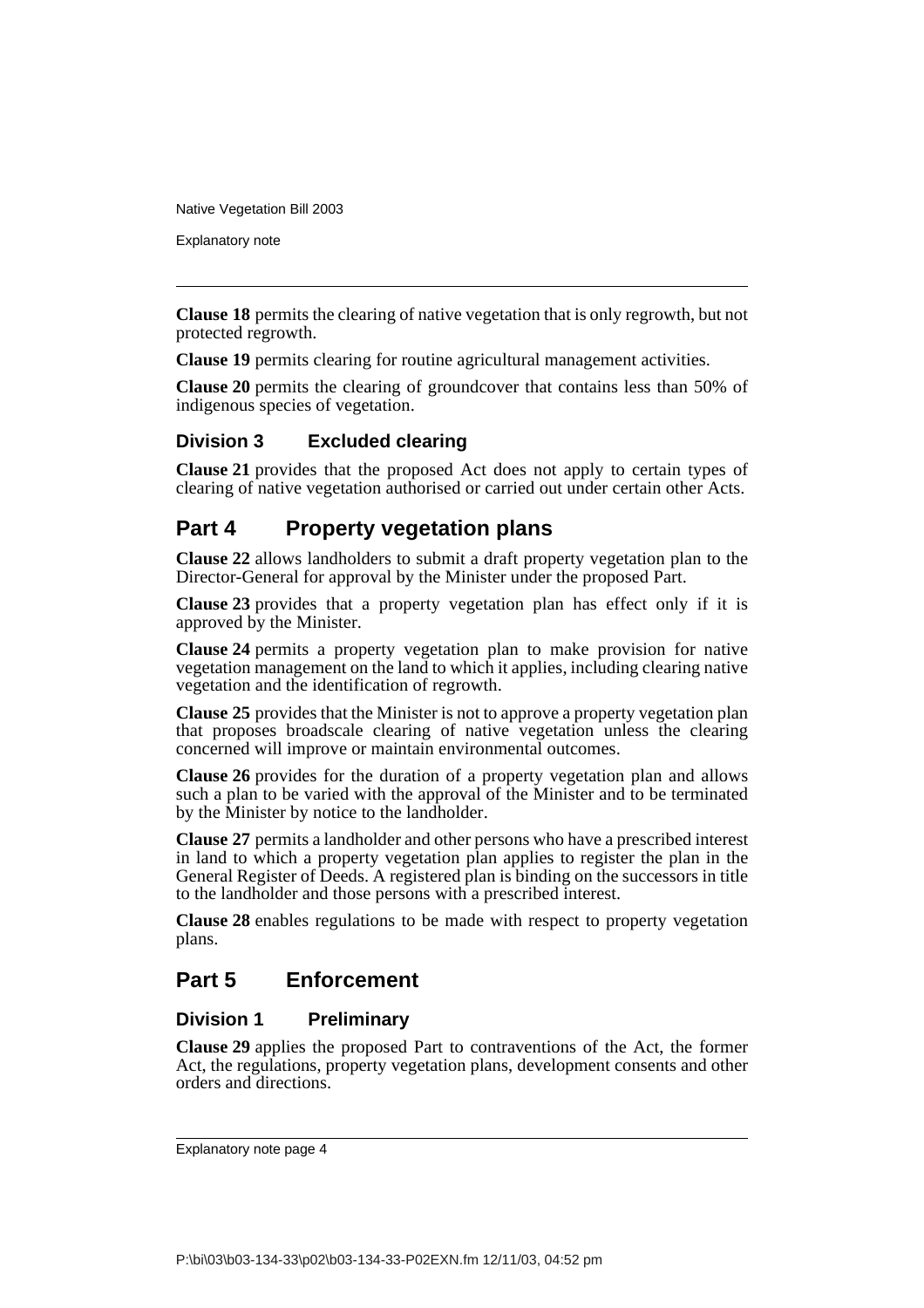**Clause 18** permits the clearing of native vegetation that is only regrowth, but not protected regrowth.

**Clause 19** permits clearing for routine agricultural management activities.

**Clause 20** permits the clearing of groundcover that contains less than 50% of indigenous species of vegetation.

### Division 3 Excluded clearing

**Clause 21** provides that the proposed Act does not apply to certain types of clearing of native vegetation authorised or carried out under certain other Acts.

## Part 4 Property vegetation plans

**Clause 22** allows landholders to submit a draft property vegetation plan to the Director-General for approval by the Minister under the proposed Part.

**Clause 23** provides that a property vegetation plan has effect only if it is approved by the Minister.

**Clause 24** permits a property vegetation plan to make provision for native vegetation management on the land to which it applies, including clearing native vegetation and the identification of regrowth.

**Clause 25** provides that the Minister is not to approve a property vegetation plan that proposes broadscale clearing of native vegetation unless the clearing concerned will improve or maintain environmental outcomes.

**Clause 26** provides for the duration of a property vegetation plan and allows such a plan to be varied with the approval of the Minister and to be terminated by the Minister by notice to the landholder.

**Clause 27** permits a landholder and other persons who have a prescribed interest in land to which a property vegetation plan applies to register the plan in the General Register of Deeds. A registered plan is binding on the successors in title to the landholder and those persons with a prescribed interest.

**Clause 28** enables regulations to be made with respect to property vegetation plans.

## Part 5 Enforcement

### Division 1 Preliminary

**Clause 29** applies the proposed Part to contraventions of the Act, the former Act, the regulations, property vegetation plans, development consents and other orders and directions.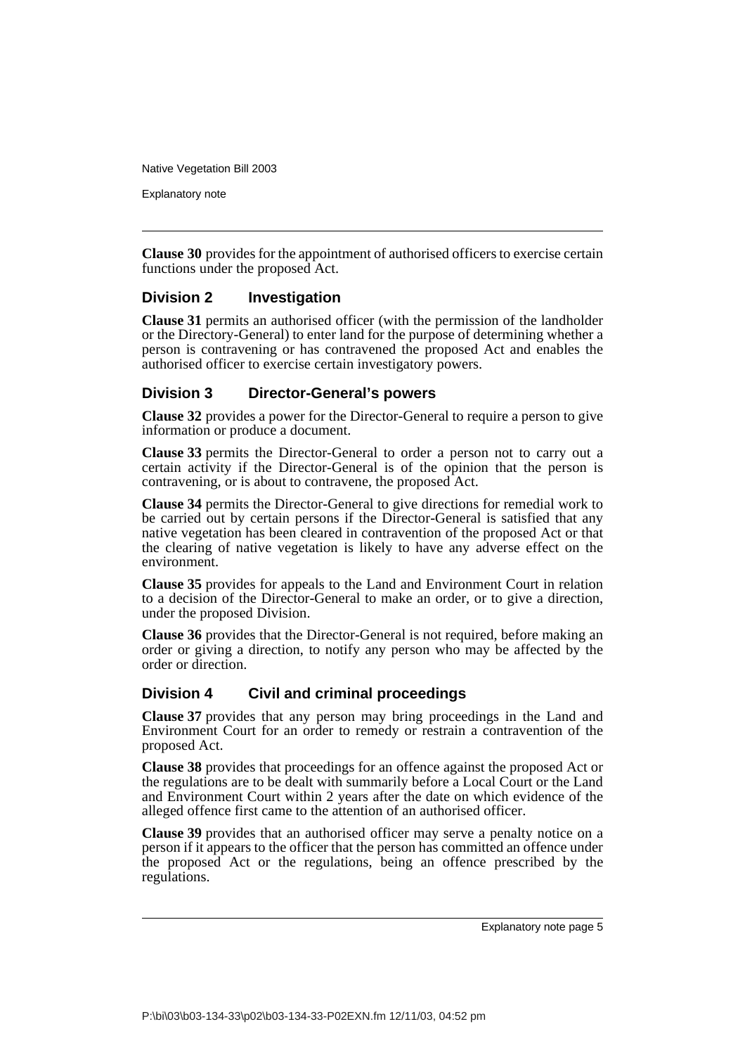**Clause 30** provides for the appointment of authorised officers to exercise certain functions under the proposed Act.

## Division 2 Investigation

**Clause 31** permits an authorised officer (with the permission of the landholder or the Directory-General) to enter land for the purpose of determining whether a person is contravening or has contravened the proposed Act and enables the authorised officer to exercise certain investigatory powers.

## Division 3 Director-General's powers

**Clause 32** provides a power for the Director-General to require a person to give information or produce a document.

**Clause 33** permits the Director-General to order a person not to carry out a certain activity if the Director-General is of the opinion that the person is contravening, or is about to contravene, the proposed Act.

**Clause 34** permits the Director-General to give directions for remedial work to be carried out by certain persons if the Director-General is satisfied that any native vegetation has been cleared in contravention of the proposed Act or that the clearing of native vegetation is likely to have any adverse effect on the environment.

**Clause 35** provides for appeals to the Land and Environment Court in relation to a decision of the Director-General to make an order, or to give a direction, under the proposed Division.

**Clause 36** provides that the Director-General is not required, before making an order or giving a direction, to notify any person who may be affected by the order or direction.

## Division 4 Civil and criminal proceedings

**Clause 37** provides that any person may bring proceedings in the Land and Environment Court for an order to remedy or restrain a contravention of the proposed Act.

**Clause 38** provides that proceedings for an offence against the proposed Act or the regulations are to be dealt with summarily before a Local Court or the Land and Environment Court within 2 years after the date on which evidence of the alleged offence first came to the attention of an authorised officer.

**Clause 39** provides that an authorised officer may serve a penalty notice on a person if it appears to the officer that the person has committed an offence under the proposed Act or the regulations, being an offence prescribed by the regulations.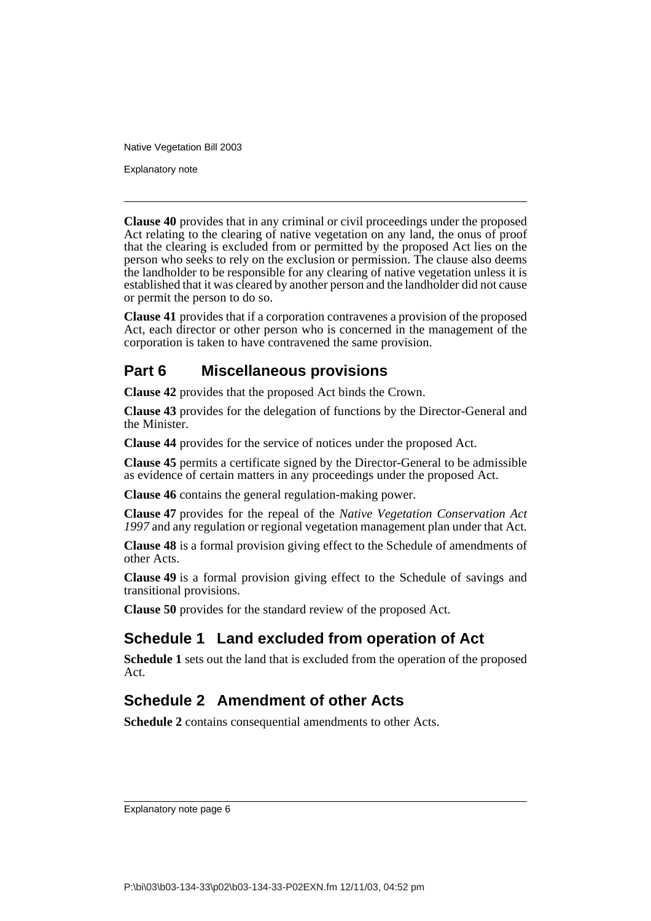**Clause 40** provides that in any criminal or civil proceedings under the proposed Act relating to the clearing of native vegetation on any land, the onus of proof that the clearing is excluded from or permitted by the proposed Act lies on the person who seeks to rely on the exclusion or permission. The clause also deems the landholder to be responsible for any clearing of native vegetation unless it is established that it was cleared by another person and the landholder did not cause or permit the person to do so.

**Clause 41** provides that if a corporation contravenes a provision of the proposed Act, each director or other person who is concerned in the management of the corporation is taken to have contravened the same provision.

## Part 6 Miscellaneous provisions

**Clause 42** provides that the proposed Act binds the Crown.

**Clause 43** provides for the delegation of functions by the Director-General and the Minister.

**Clause 44** provides for the service of notices under the proposed Act.

**Clause 45** permits a certificate signed by the Director-General to be admissible as evidence of certain matters in any proceedings under the proposed Act.

**Clause 46** contains the general regulation-making power.

**Clause 47** provides for the repeal of the *Native Vegetation Conservation Act 1997* and any regulation or regional vegetation management plan under that Act.

**Clause 48** is a formal provision giving effect to the Schedule of amendments of other Acts.

**Clause 49** is a formal provision giving effect to the Schedule of savings and transitional provisions.

**Clause 50** provides for the standard review of the proposed Act.

## Schedule 1 Land excluded from operation of Act

**Schedule 1** sets out the land that is excluded from the operation of the proposed Act.

## Schedule 2 Amendment of other Acts

**Schedule 2** contains consequential amendments to other Acts.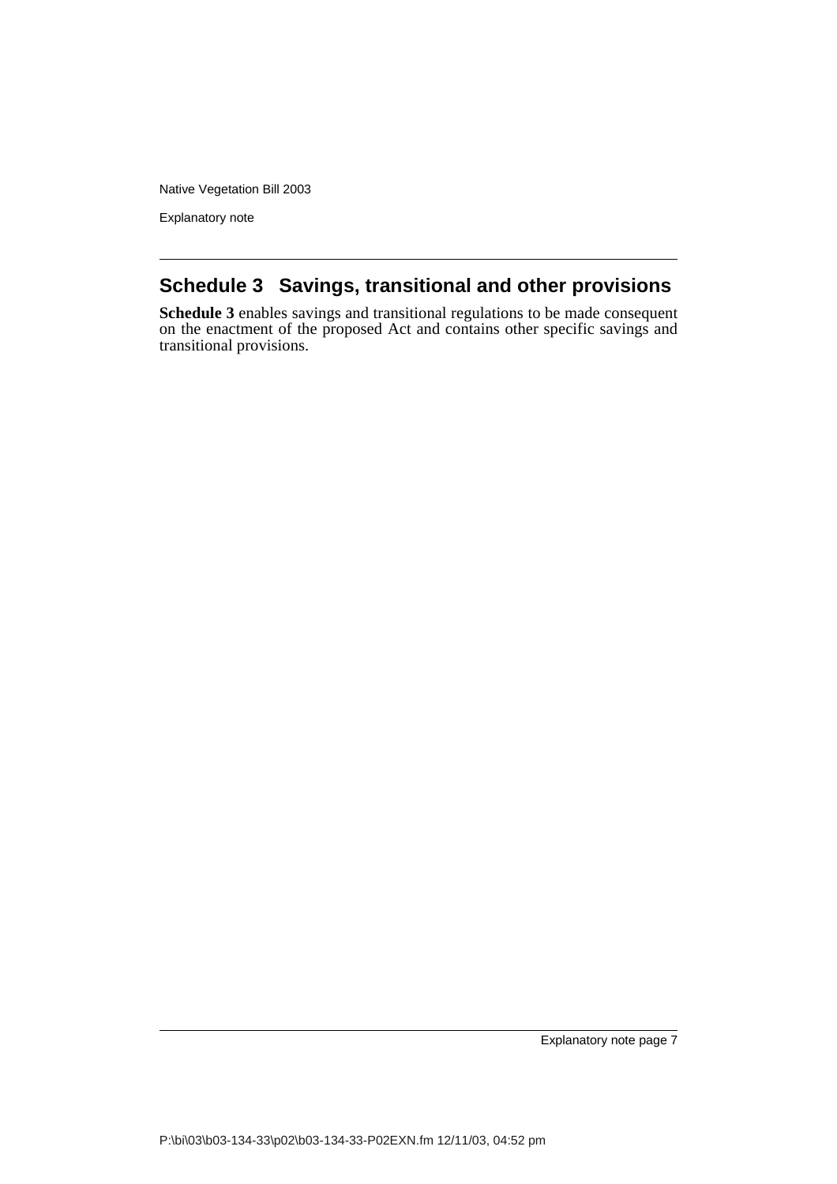## Schedule 3 Savings, transitional and other provisions

**Schedule 3** enables savings and transitional regulations to be made consequent on the enactment of the proposed Act and contains other specific savings and transitional provisions.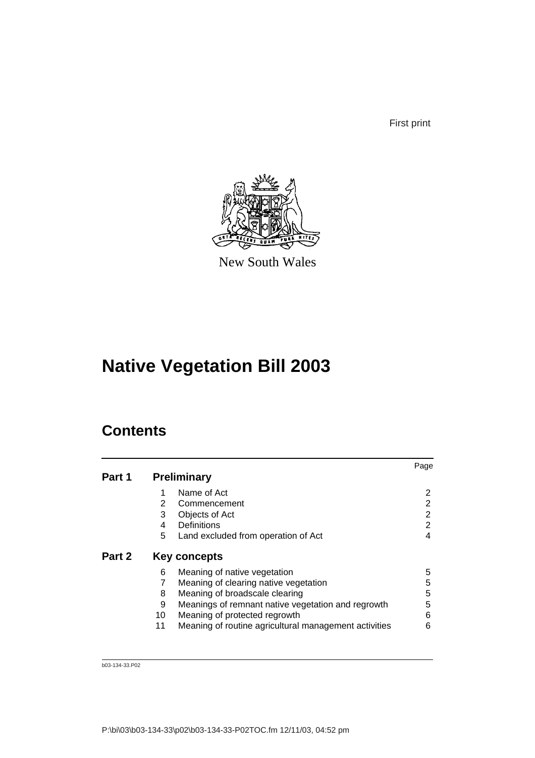First print

New South Wales

# Native Vegetation Bill 2003

## Contents

| | | | Page |
|---|---|---|---|
| **Part 1** | **Preliminary** | | |
| | 1 | Name of Act | 2 |
| | 2 | Commencement | 2 |
| | 3 | Objects of Act | 2 |
| | 4 | Definitions | 2 |
| | 5 | Land excluded from operation of Act | 4 |
| **Part 2** | **Key concepts** | | |
| | 6 | Meaning of native vegetation | 5 |
| | 7 | Meaning of clearing native vegetation | 5 |
| | 8 | Meaning of broadscale clearing | 5 |
| | 9 | Meanings of remnant native vegetation and regrowth | 5 |
| | 10 | Meaning of protected regrowth | 6 |
| | 11 | Meaning of routine agricultural management activities | 6 |

b03-134-33.P02

P:\bi\03\b03-134-33\p02\b03-134-33-P02TOC.fm 12/11/03, 04:52 pm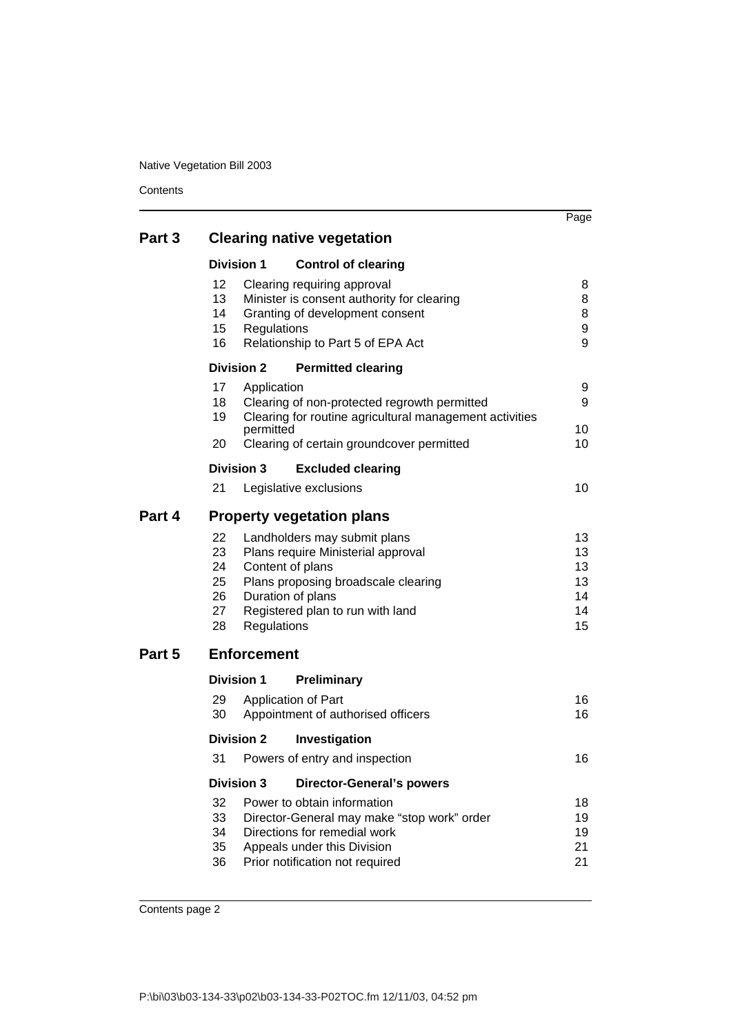| | | | Page |
|---|---|---|---|
| **Part 3** | **Clearing native vegetation** | | |
| | **Division 1** | **Control of clearing** | |
| | 12 | Clearing requiring approval | 8 |
| | 13 | Minister is consent authority for clearing | 8 |
| | 14 | Granting of development consent | 8 |
| | 15 | Regulations | 9 |
| | 16 | Relationship to Part 5 of EPA Act | 9 |
| | **Division 2** | **Permitted clearing** | |
| | 17 | Application | 9 |
| | 18 | Clearing of non-protected regrowth permitted | 9 |
| | 19 | Clearing for routine agricultural management activities permitted | 10 |
| | 20 | Clearing of certain groundcover permitted | 10 |
| | **Division 3** | **Excluded clearing** | |
| | 21 | Legislative exclusions | 10 |
| **Part 4** | **Property vegetation plans** | | |
| | 22 | Landholders may submit plans | 13 |
| | 23 | Plans require Ministerial approval | 13 |
| | 24 | Content of plans | 13 |
| | 25 | Plans proposing broadscale clearing | 13 |
| | 26 | Duration of plans | 14 |
| | 27 | Registered plan to run with land | 14 |
| | 28 | Regulations | 15 |
| **Part 5** | **Enforcement** | | |
| | **Division 1** | **Preliminary** | |
| | 29 | Application of Part | 16 |
| | 30 | Appointment of authorised officers | 16 |
| | **Division 2** | **Investigation** | |
| | 31 | Powers of entry and inspection | 16 |
| | **Division 3** | **Director-General's powers** | |
| | 32 | Power to obtain information | 18 |
| | 33 | Director-General may make "stop work" order | 19 |
| | 34 | Directions for remedial work | 19 |
| | 35 | Appeals under this Division | 21 |
| | 36 | Prior notification not required | 21 |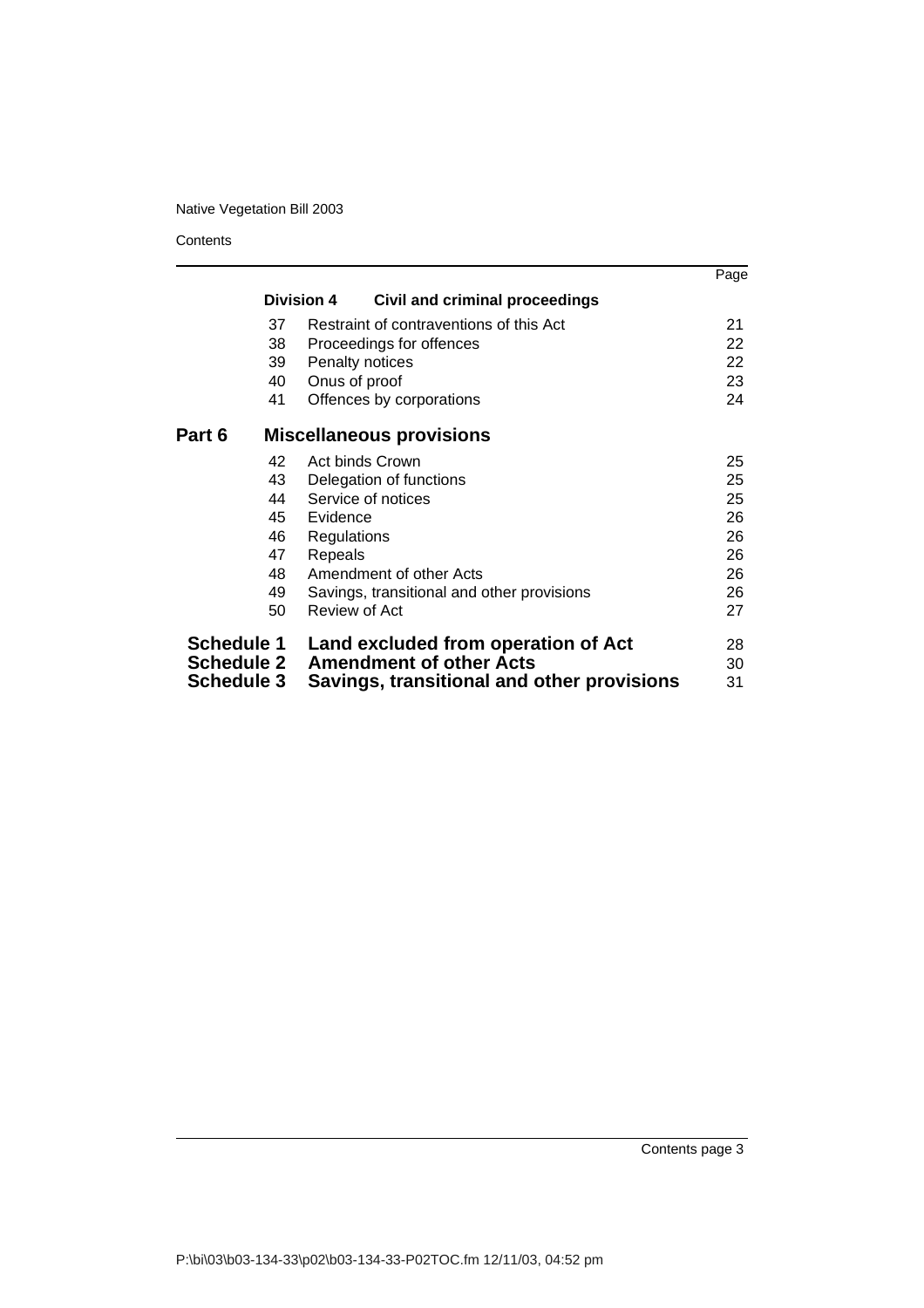| | | | Page |
|---|---|---|---|
| | **Division 4** | **Civil and criminal proceedings** | |
| | 37 | Restraint of contraventions of this Act | 21 |
| | 38 | Proceedings for offences | 22 |
| | 39 | Penalty notices | 22 |
| | 40 | Onus of proof | 23 |
| | 41 | Offences by corporations | 24 |
| **Part 6** | | **Miscellaneous provisions** | |
| | 42 | Act binds Crown | 25 |
| | 43 | Delegation of functions | 25 |
| | 44 | Service of notices | 25 |
| | 45 | Evidence | 26 |
| | 46 | Regulations | 26 |
| | 47 | Repeals | 26 |
| | 48 | Amendment of other Acts | 26 |
| | 49 | Savings, transitional and other provisions | 26 |
| | 50 | Review of Act | 27 |
| **Schedule 1** | | **Land excluded from operation of Act** | 28 |
| **Schedule 2** | | **Amendment of other Acts** | 30 |
| **Schedule 3** | | **Savings, transitional and other provisions** | 31 |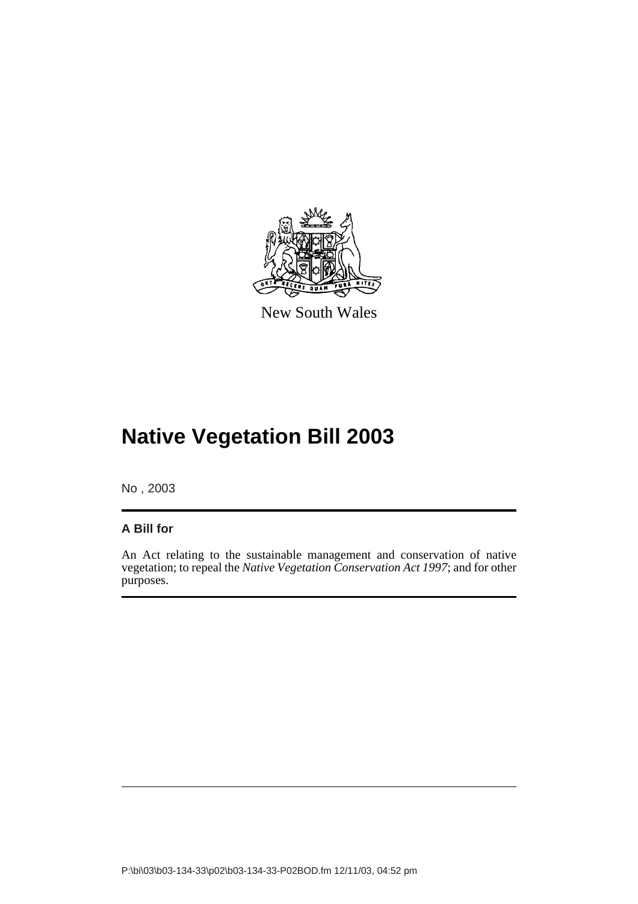New South Wales

# Native Vegetation Bill 2003

No , 2003

**A Bill for**

An Act relating to the sustainable management and conservation of native vegetation; to repeal the *Native Vegetation Conservation Act 1997*; and for other purposes.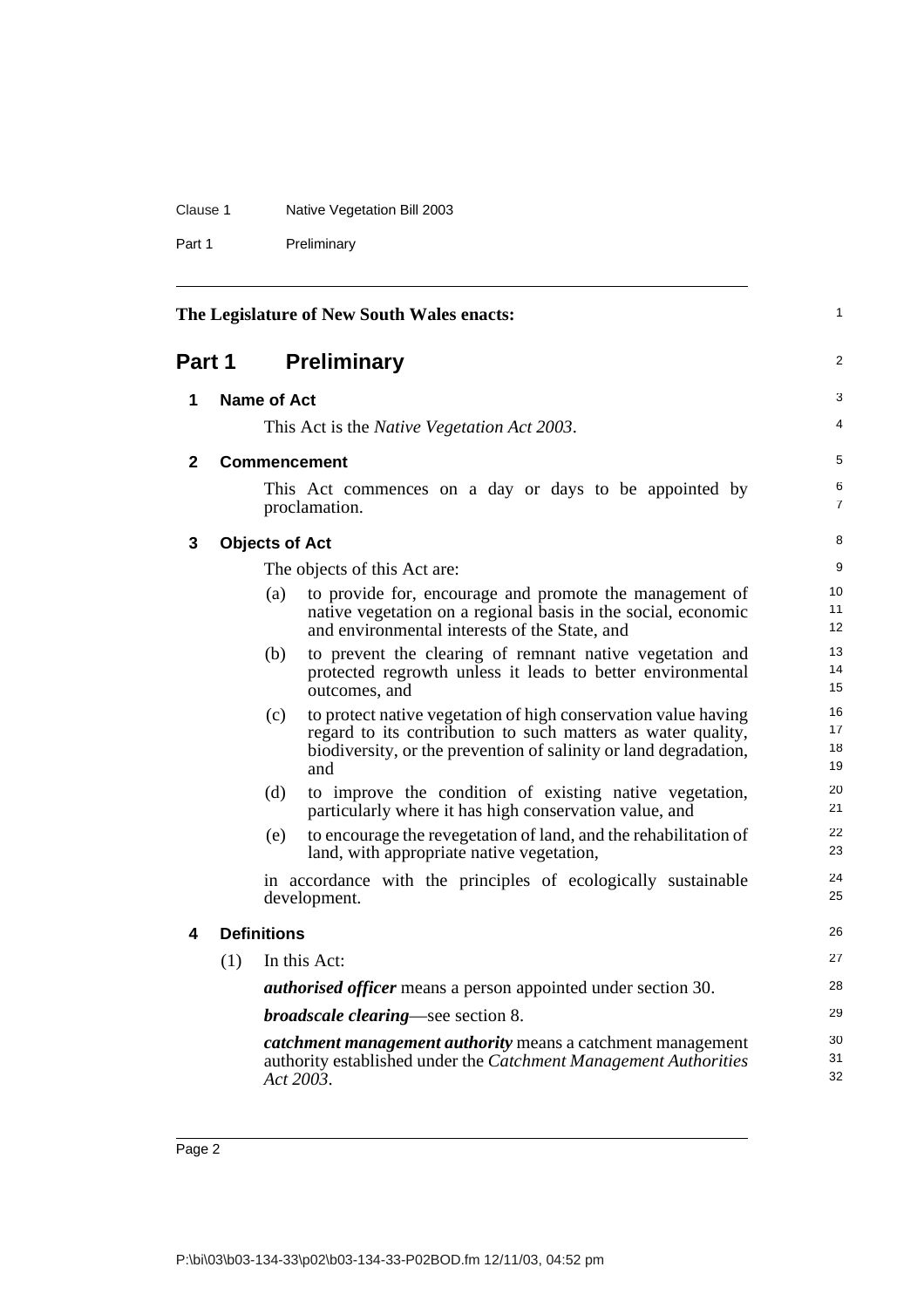The Legislature of New South Wales enacts:

# Part 1 Preliminary

## 1 Name of Act

This Act is the *Native Vegetation Act 2003*.

## 2 Commencement

This Act commences on a day or days to be appointed by proclamation.

## 3 Objects of Act

The objects of this Act are:

(a) to provide for, encourage and promote the management of native vegetation on a regional basis in the social, economic and environmental interests of the State, and

(b) to prevent the clearing of remnant native vegetation and protected regrowth unless it leads to better environmental outcomes, and

(c) to protect native vegetation of high conservation value having regard to its contribution to such matters as water quality, biodiversity, or the prevention of salinity or land degradation, and

(d) to improve the condition of existing native vegetation, particularly where it has high conservation value, and

(e) to encourage the revegetation of land, and the rehabilitation of land, with appropriate native vegetation,

in accordance with the principles of ecologically sustainable development.

## 4 Definitions

(1) In this Act:

***authorised officer*** means a person appointed under section 30.

***broadscale clearing***—see section 8.

***catchment management authority*** means a catchment management authority established under the *Catchment Management Authorities Act 2003*.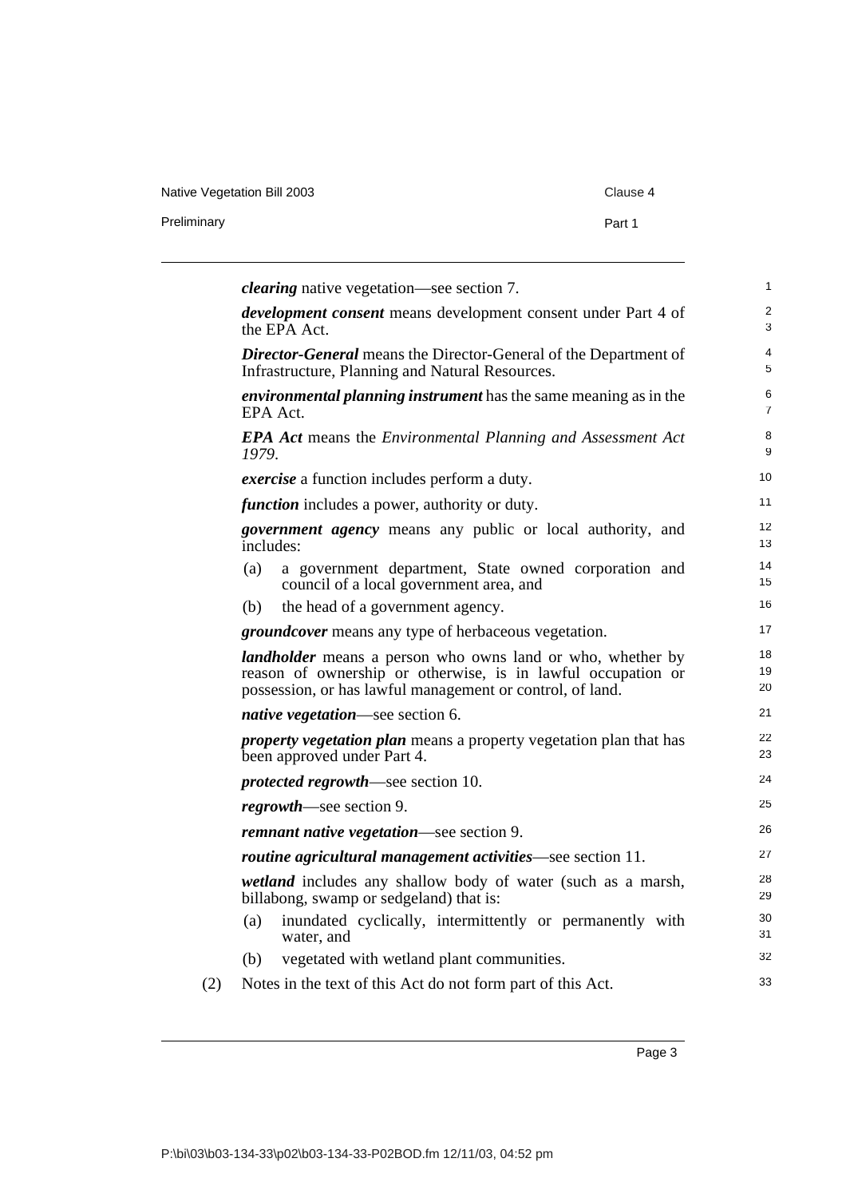***clearing*** native vegetation—see section 7.

***development consent*** means development consent under Part 4 of the EPA Act.

***Director-General*** means the Director-General of the Department of Infrastructure, Planning and Natural Resources.

***environmental planning instrument*** has the same meaning as in the EPA Act.

***EPA Act*** means the *Environmental Planning and Assessment Act 1979*.

***exercise*** a function includes perform a duty.

***function*** includes a power, authority or duty.

***government agency*** means any public or local authority, and includes:

(a) a government department, State owned corporation and council of a local government area, and

(b) the head of a government agency.

***groundcover*** means any type of herbaceous vegetation.

***landholder*** means a person who owns land or who, whether by reason of ownership or otherwise, is in lawful occupation or possession, or has lawful management or control, of land.

***native vegetation***—see section 6.

***property vegetation plan*** means a property vegetation plan that has been approved under Part 4.

***protected regrowth***—see section 10.

***regrowth***—see section 9.

***remnant native vegetation***—see section 9.

***routine agricultural management activities***—see section 11.

***wetland*** includes any shallow body of water (such as a marsh, billabong, swamp or sedgeland) that is:

(a) inundated cyclically, intermittently or permanently with water, and

(b) vegetated with wetland plant communities.

(2) Notes in the text of this Act do not form part of this Act.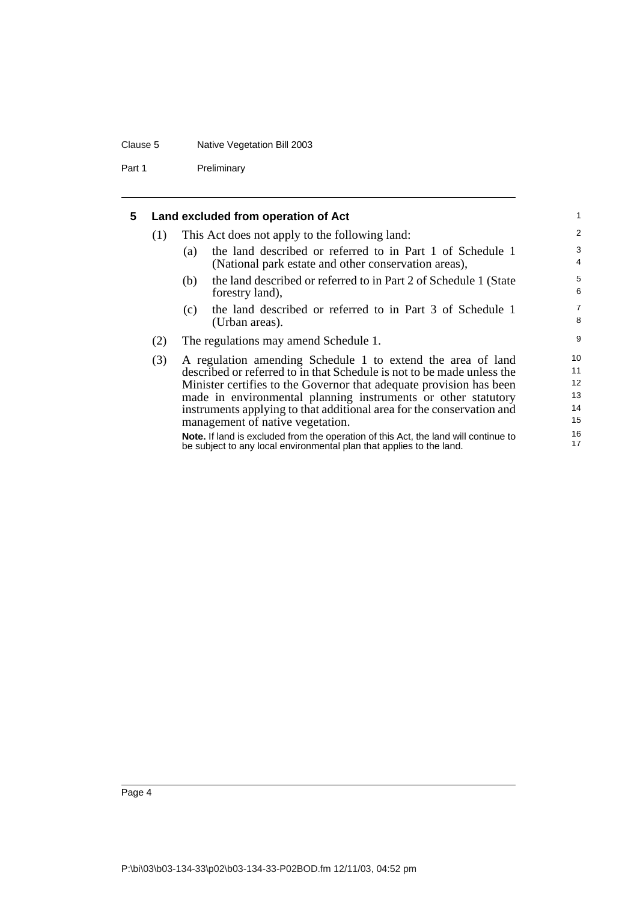## 5 Land excluded from operation of Act

(1) This Act does not apply to the following land:

(a) the land described or referred to in Part 1 of Schedule 1 (National park estate and other conservation areas),

(b) the land described or referred to in Part 2 of Schedule 1 (State forestry land),

(c) the land described or referred to in Part 3 of Schedule 1 (Urban areas).

(2) The regulations may amend Schedule 1.

(3) A regulation amending Schedule 1 to extend the area of land described or referred to in that Schedule is not to be made unless the Minister certifies to the Governor that adequate provision has been made in environmental planning instruments or other statutory instruments applying to that additional area for the conservation and management of native vegetation.

**Note.** If land is excluded from the operation of this Act, the land will continue to be subject to any local environmental plan that applies to the land.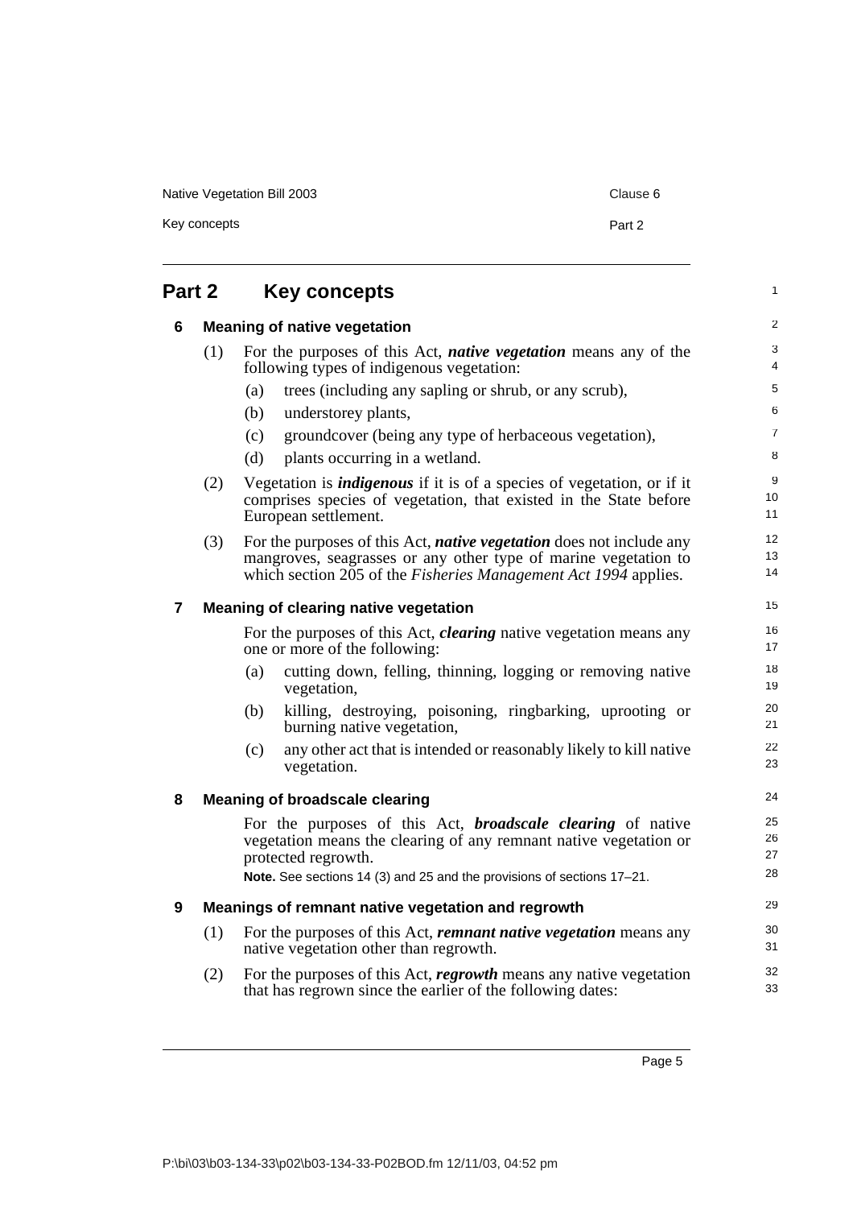## Part 2 Key concepts

### 6 Meaning of native vegetation

(1) For the purposes of this Act, ***native vegetation*** means any of the following types of indigenous vegetation:

- (a) trees (including any sapling or shrub, or any scrub),
- (b) understorey plants,
- (c) groundcover (being any type of herbaceous vegetation),
- (d) plants occurring in a wetland.

(2) Vegetation is ***indigenous*** if it is of a species of vegetation, or if it comprises species of vegetation, that existed in the State before European settlement.

(3) For the purposes of this Act, ***native vegetation*** does not include any mangroves, seagrasses or any other type of marine vegetation to which section 205 of the *Fisheries Management Act 1994* applies.

### 7 Meaning of clearing native vegetation

For the purposes of this Act, ***clearing*** native vegetation means any one or more of the following:

- (a) cutting down, felling, thinning, logging or removing native vegetation,
- (b) killing, destroying, poisoning, ringbarking, uprooting or burning native vegetation,
- (c) any other act that is intended or reasonably likely to kill native vegetation.

### 8 Meaning of broadscale clearing

For the purposes of this Act, ***broadscale clearing*** of native vegetation means the clearing of any remnant native vegetation or protected regrowth.

**Note.** See sections 14 (3) and 25 and the provisions of sections 17–21.

### 9 Meanings of remnant native vegetation and regrowth

(1) For the purposes of this Act, ***remnant native vegetation*** means any native vegetation other than regrowth.

(2) For the purposes of this Act, ***regrowth*** means any native vegetation that has regrown since the earlier of the following dates: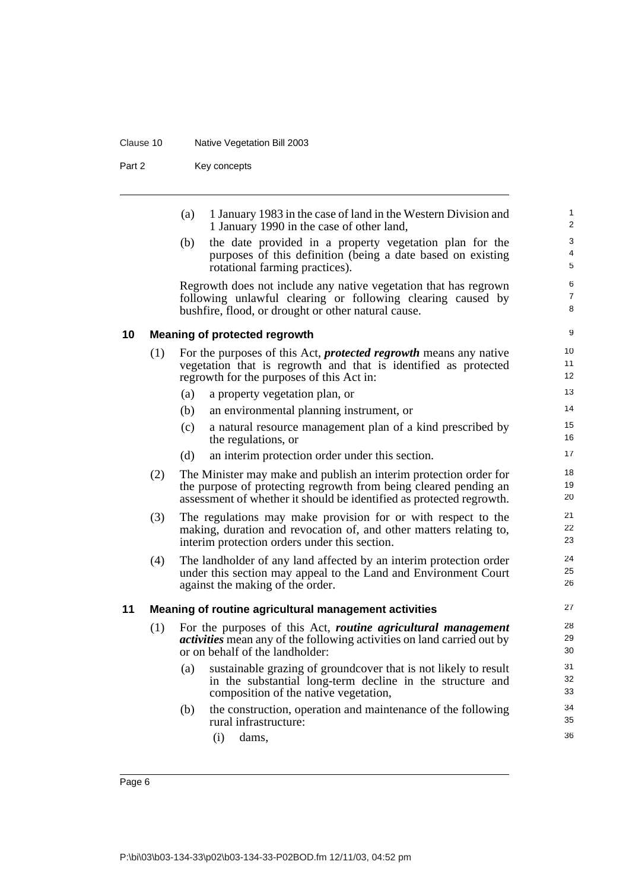(a) 1 January 1983 in the case of land in the Western Division and 1 January 1990 in the case of other land,

(b) the date provided in a property vegetation plan for the purposes of this definition (being a date based on existing rotational farming practices).

Regrowth does not include any native vegetation that has regrown following unlawful clearing or following clearing caused by bushfire, flood, or drought or other natural cause.

### 10 Meaning of protected regrowth

(1) For the purposes of this Act, ***protected regrowth*** means any native vegetation that is regrowth and that is identified as protected regrowth for the purposes of this Act in:

(a) a property vegetation plan, or

(b) an environmental planning instrument, or

(c) a natural resource management plan of a kind prescribed by the regulations, or

(d) an interim protection order under this section.

(2) The Minister may make and publish an interim protection order for the purpose of protecting regrowth from being cleared pending an assessment of whether it should be identified as protected regrowth.

(3) The regulations may make provision for or with respect to the making, duration and revocation of, and other matters relating to, interim protection orders under this section.

(4) The landholder of any land affected by an interim protection order under this section may appeal to the Land and Environment Court against the making of the order.

### 11 Meaning of routine agricultural management activities

(1) For the purposes of this Act, ***routine agricultural management activities*** mean any of the following activities on land carried out by or on behalf of the landholder:

(a) sustainable grazing of groundcover that is not likely to result in the substantial long-term decline in the structure and composition of the native vegetation,

(b) the construction, operation and maintenance of the following rural infrastructure:

(i) dams,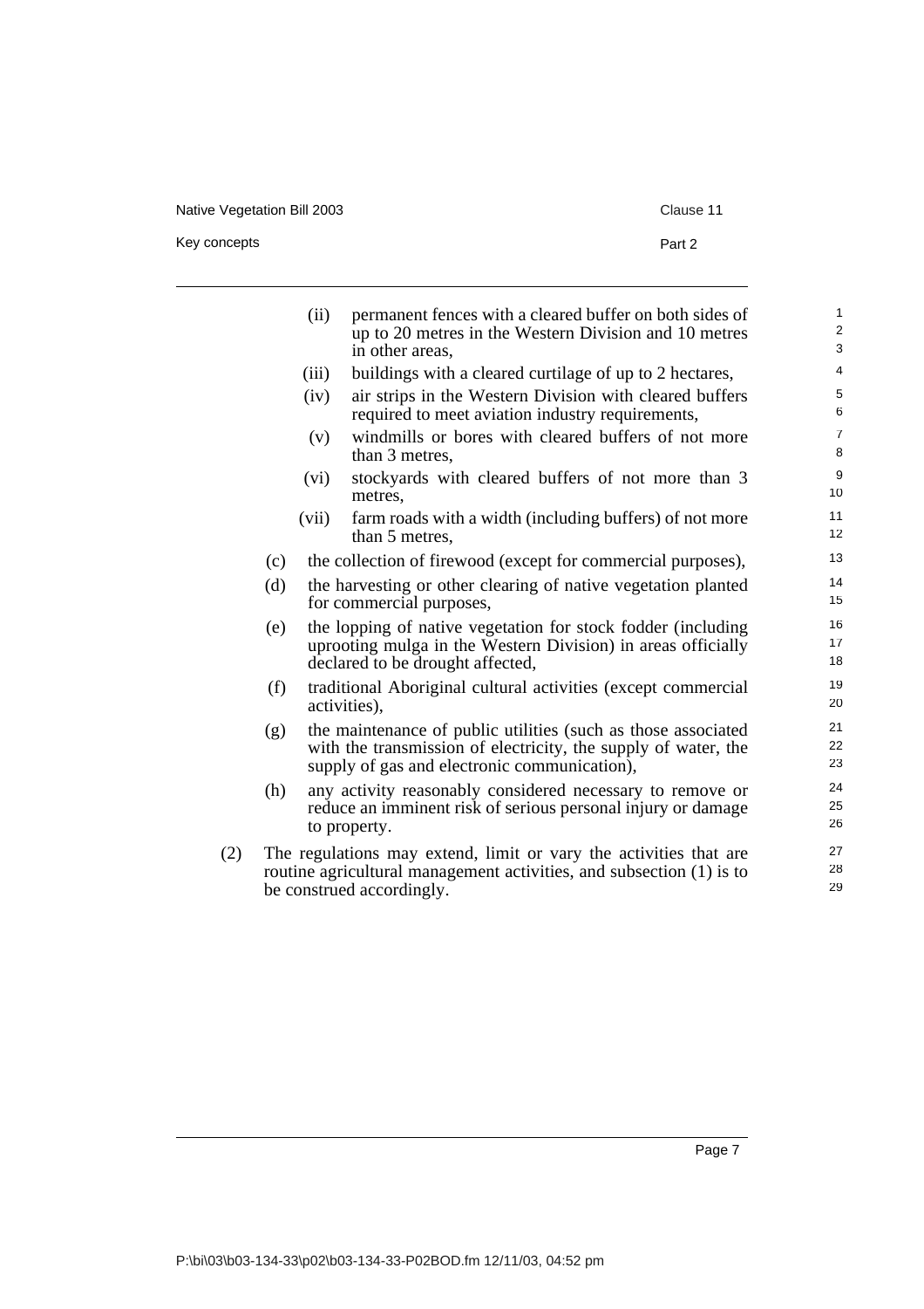(ii) permanent fences with a cleared buffer on both sides of up to 20 metres in the Western Division and 10 metres in other areas,

(iii) buildings with a cleared curtilage of up to 2 hectares,

(iv) air strips in the Western Division with cleared buffers required to meet aviation industry requirements,

(v) windmills or bores with cleared buffers of not more than 3 metres,

(vi) stockyards with cleared buffers of not more than 3 metres,

(vii) farm roads with a width (including buffers) of not more than 5 metres,

(c) the collection of firewood (except for commercial purposes),

(d) the harvesting or other clearing of native vegetation planted for commercial purposes,

(e) the lopping of native vegetation for stock fodder (including uprooting mulga in the Western Division) in areas officially declared to be drought affected,

(f) traditional Aboriginal cultural activities (except commercial activities),

(g) the maintenance of public utilities (such as those associated with the transmission of electricity, the supply of water, the supply of gas and electronic communication),

(h) any activity reasonably considered necessary to remove or reduce an imminent risk of serious personal injury or damage to property.

(2) The regulations may extend, limit or vary the activities that are routine agricultural management activities, and subsection (1) is to be construed accordingly.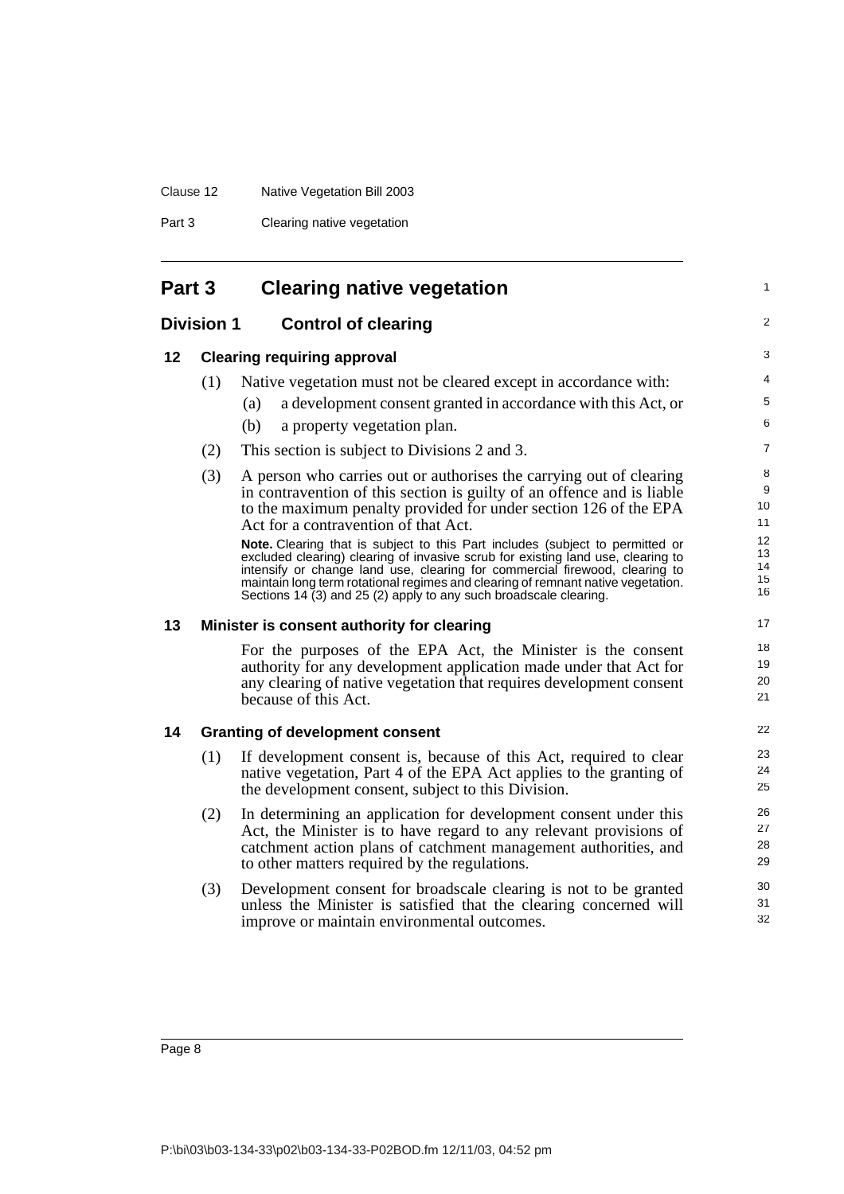# Part 3 Clearing native vegetation

## Division 1 Control of clearing

### 12 Clearing requiring approval

(1) Native vegetation must not be cleared except in accordance with:

- (a) a development consent granted in accordance with this Act, or
- (b) a property vegetation plan.

(2) This section is subject to Divisions 2 and 3.

(3) A person who carries out or authorises the carrying out of clearing in contravention of this section is guilty of an offence and is liable to the maximum penalty provided for under section 126 of the EPA Act for a contravention of that Act.

**Note.** Clearing that is subject to this Part includes (subject to permitted or excluded clearing) clearing of invasive scrub for existing land use, clearing to intensify or change land use, clearing for commercial firewood, clearing to maintain long term rotational regimes and clearing of remnant native vegetation. Sections 14 (3) and 25 (2) apply to any such broadscale clearing.

### 13 Minister is consent authority for clearing

For the purposes of the EPA Act, the Minister is the consent authority for any development application made under that Act for any clearing of native vegetation that requires development consent because of this Act.

### 14 Granting of development consent

(1) If development consent is, because of this Act, required to clear native vegetation, Part 4 of the EPA Act applies to the granting of the development consent, subject to this Division.

(2) In determining an application for development consent under this Act, the Minister is to have regard to any relevant provisions of catchment action plans of catchment management authorities, and to other matters required by the regulations.

(3) Development consent for broadscale clearing is not to be granted unless the Minister is satisfied that the clearing concerned will improve or maintain environmental outcomes.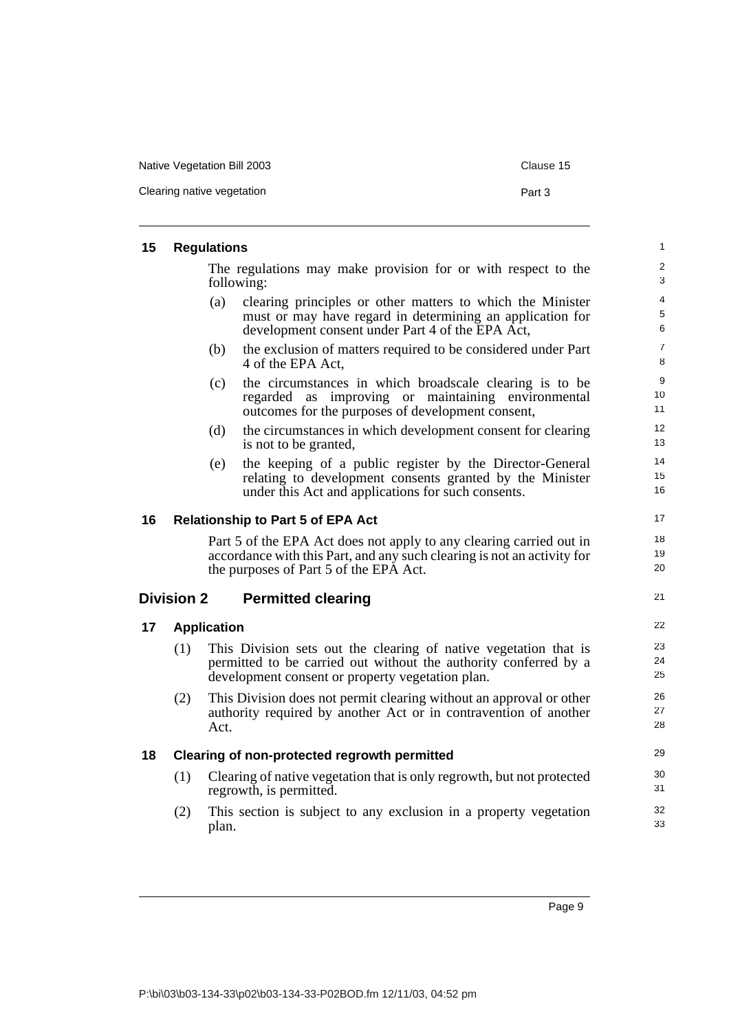### 15 Regulations

The regulations may make provision for or with respect to the following:

(a) clearing principles or other matters to which the Minister must or may have regard in determining an application for development consent under Part 4 of the EPA Act,

(b) the exclusion of matters required to be considered under Part 4 of the EPA Act,

(c) the circumstances in which broadscale clearing is to be regarded as improving or maintaining environmental outcomes for the purposes of development consent,

(d) the circumstances in which development consent for clearing is not to be granted,

(e) the keeping of a public register by the Director-General relating to development consents granted by the Minister under this Act and applications for such consents.

### 16 Relationship to Part 5 of EPA Act

Part 5 of the EPA Act does not apply to any clearing carried out in accordance with this Part, and any such clearing is not an activity for the purposes of Part 5 of the EPA Act.

## Division 2 Permitted clearing

### 17 Application

(1) This Division sets out the clearing of native vegetation that is permitted to be carried out without the authority conferred by a development consent or property vegetation plan.

(2) This Division does not permit clearing without an approval or other authority required by another Act or in contravention of another Act.

### 18 Clearing of non-protected regrowth permitted

(1) Clearing of native vegetation that is only regrowth, but not protected regrowth, is permitted.

(2) This section is subject to any exclusion in a property vegetation plan.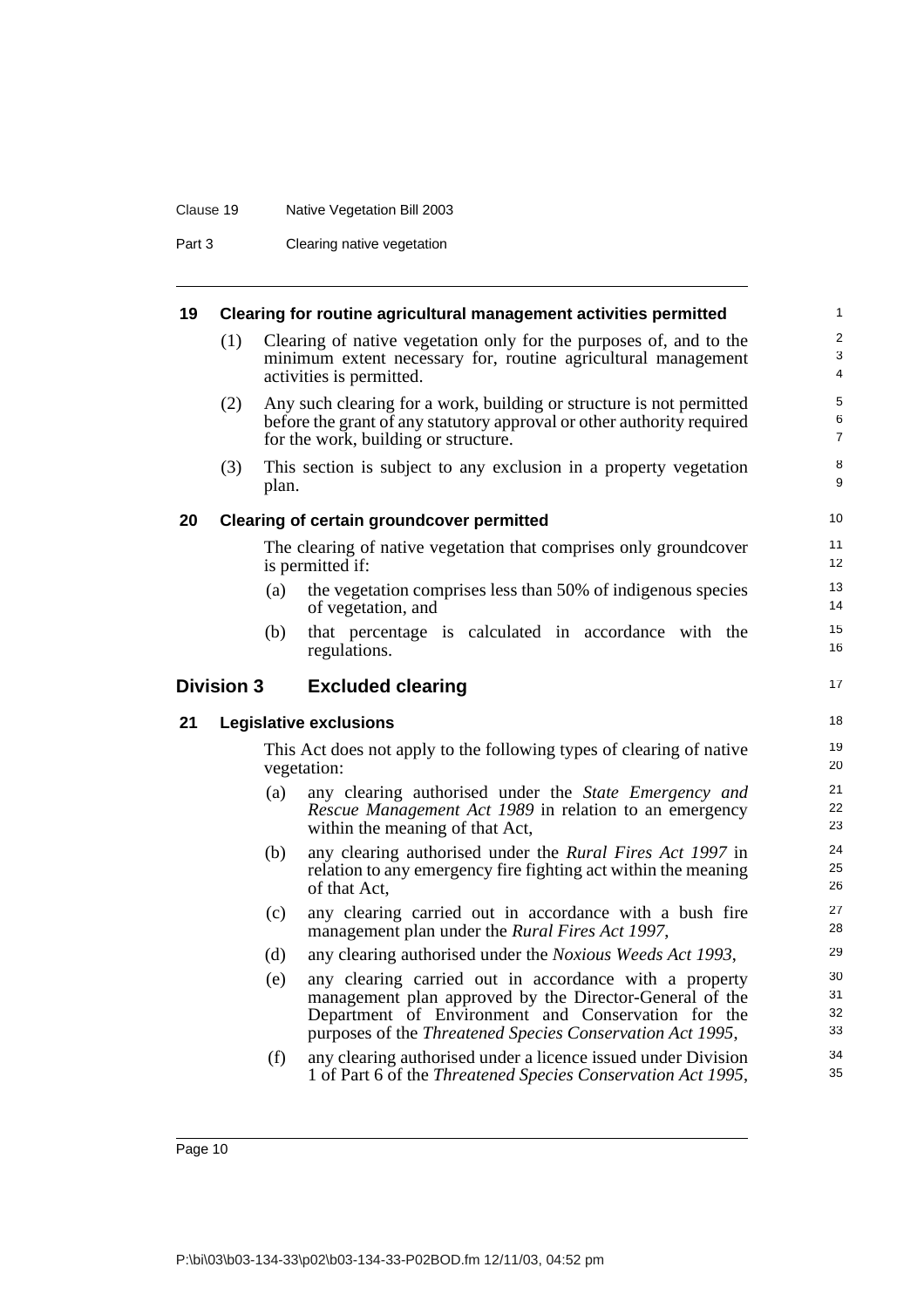**19 Clearing for routine agricultural management activities permitted**

(1) Clearing of native vegetation only for the purposes of, and to the minimum extent necessary for, routine agricultural management activities is permitted.

(2) Any such clearing for a work, building or structure is not permitted before the grant of any statutory approval or other authority required for the work, building or structure.

(3) This section is subject to any exclusion in a property vegetation plan.

**20 Clearing of certain groundcover permitted**

The clearing of native vegetation that comprises only groundcover is permitted if:

(a) the vegetation comprises less than 50% of indigenous species of vegetation, and

(b) that percentage is calculated in accordance with the regulations.

## Division 3 Excluded clearing

**21 Legislative exclusions**

This Act does not apply to the following types of clearing of native vegetation:

(a) any clearing authorised under the *State Emergency and Rescue Management Act 1989* in relation to an emergency within the meaning of that Act,

(b) any clearing authorised under the *Rural Fires Act 1997* in relation to any emergency fire fighting act within the meaning of that Act,

(c) any clearing carried out in accordance with a bush fire management plan under the *Rural Fires Act 1997*,

(d) any clearing authorised under the *Noxious Weeds Act 1993*,

(e) any clearing carried out in accordance with a property management plan approved by the Director-General of the Department of Environment and Conservation for the purposes of the *Threatened Species Conservation Act 1995*,

(f) any clearing authorised under a licence issued under Division 1 of Part 6 of the *Threatened Species Conservation Act 1995*,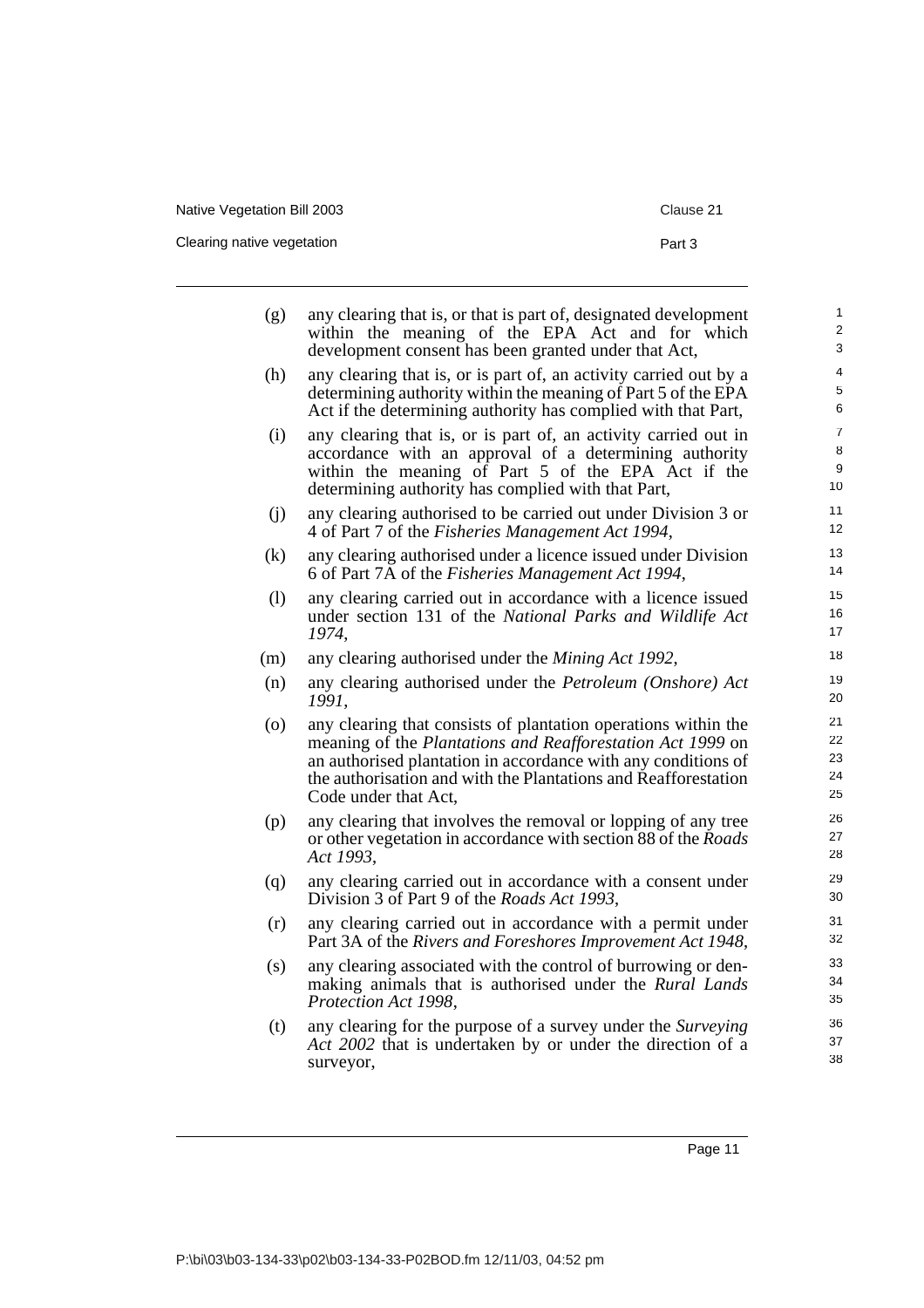(g) any clearing that is, or that is part of, designated development within the meaning of the EPA Act and for which development consent has been granted under that Act,

(h) any clearing that is, or is part of, an activity carried out by a determining authority within the meaning of Part 5 of the EPA Act if the determining authority has complied with that Part,

(i) any clearing that is, or is part of, an activity carried out in accordance with an approval of a determining authority within the meaning of Part 5 of the EPA Act if the determining authority has complied with that Part,

(j) any clearing authorised to be carried out under Division 3 or 4 of Part 7 of the *Fisheries Management Act 1994*,

(k) any clearing authorised under a licence issued under Division 6 of Part 7A of the *Fisheries Management Act 1994*,

(l) any clearing carried out in accordance with a licence issued under section 131 of the *National Parks and Wildlife Act 1974*,

(m) any clearing authorised under the *Mining Act 1992*,

(n) any clearing authorised under the *Petroleum (Onshore) Act 1991*,

(o) any clearing that consists of plantation operations within the meaning of the *Plantations and Reafforestation Act 1999* on an authorised plantation in accordance with any conditions of the authorisation and with the Plantations and Reafforestation Code under that Act,

(p) any clearing that involves the removal or lopping of any tree or other vegetation in accordance with section 88 of the *Roads Act 1993*,

(q) any clearing carried out in accordance with a consent under Division 3 of Part 9 of the *Roads Act 1993*,

(r) any clearing carried out in accordance with a permit under Part 3A of the *Rivers and Foreshores Improvement Act 1948*,

(s) any clearing associated with the control of burrowing or den-making animals that is authorised under the *Rural Lands Protection Act 1998*,

(t) any clearing for the purpose of a survey under the *Surveying Act 2002* that is undertaken by or under the direction of a surveyor,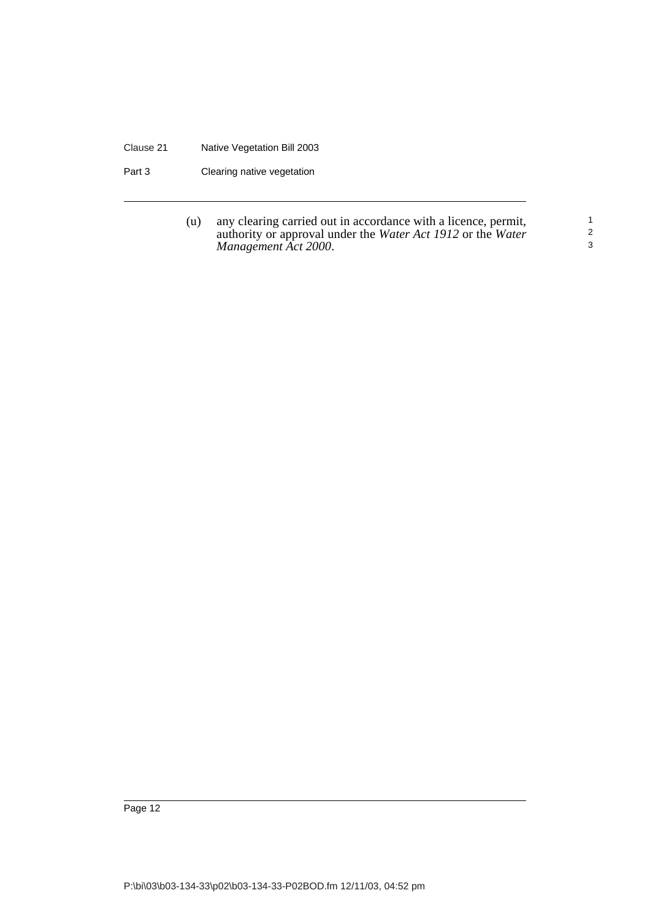(u) any clearing carried out in accordance with a licence, permit, authority or approval under the *Water Act 1912* or the *Water Management Act 2000*.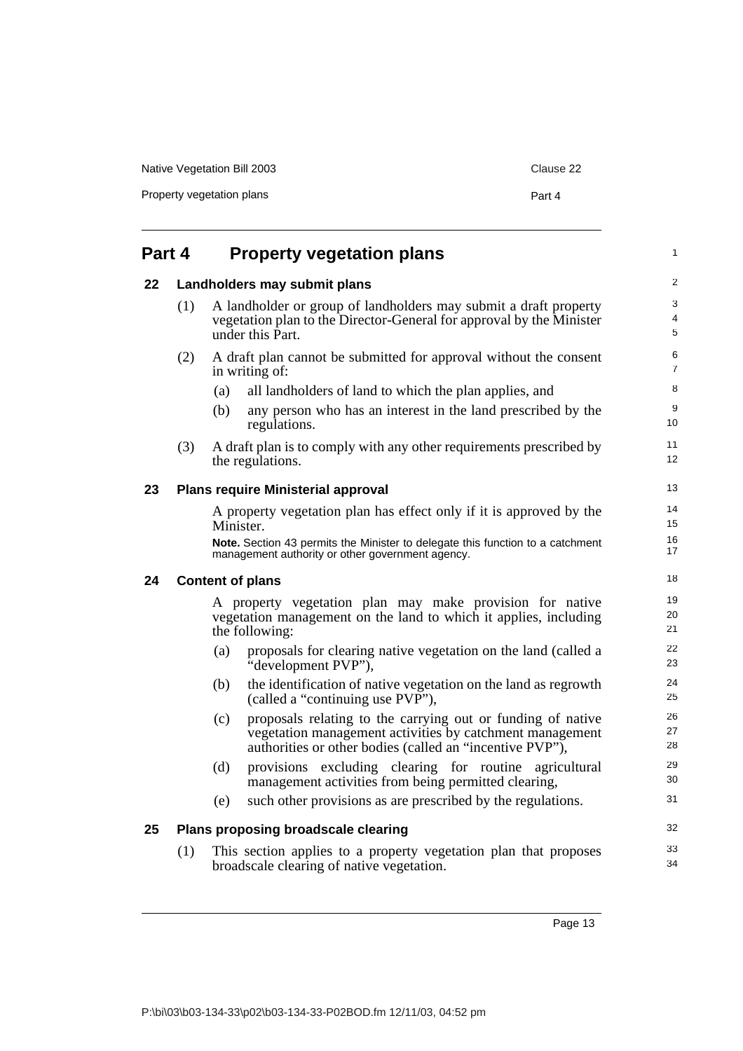# Part 4 Property vegetation plans

## 22 Landholders may submit plans

(1) A landholder or group of landholders may submit a draft property vegetation plan to the Director-General for approval by the Minister under this Part.

(2) A draft plan cannot be submitted for approval without the consent in writing of:

- (a) all landholders of land to which the plan applies, and
- (b) any person who has an interest in the land prescribed by the regulations.

(3) A draft plan is to comply with any other requirements prescribed by the regulations.

## 23 Plans require Ministerial approval

A property vegetation plan has effect only if it is approved by the Minister.

**Note.** Section 43 permits the Minister to delegate this function to a catchment management authority or other government agency.

## 24 Content of plans

A property vegetation plan may make provision for native vegetation management on the land to which it applies, including the following:

- (a) proposals for clearing native vegetation on the land (called a "development PVP"),
- (b) the identification of native vegetation on the land as regrowth (called a "continuing use PVP"),
- (c) proposals relating to the carrying out or funding of native vegetation management activities by catchment management authorities or other bodies (called an "incentive PVP"),
- (d) provisions excluding clearing for routine agricultural management activities from being permitted clearing,
- (e) such other provisions as are prescribed by the regulations.

## 25 Plans proposing broadscale clearing

(1) This section applies to a property vegetation plan that proposes broadscale clearing of native vegetation.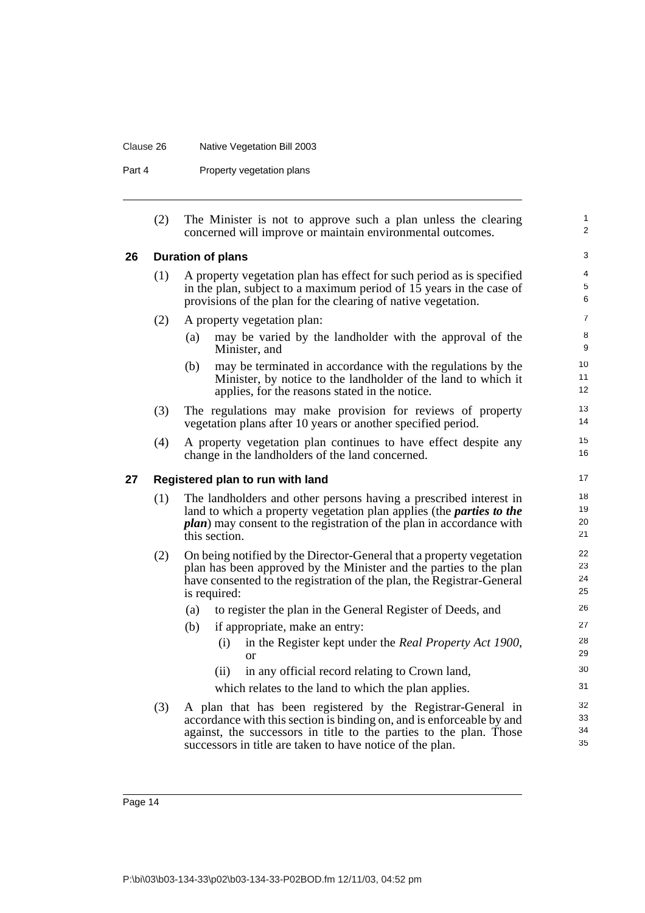(2) The Minister is not to approve such a plan unless the clearing concerned will improve or maintain environmental outcomes.

### 26 Duration of plans

(1) A property vegetation plan has effect for such period as is specified in the plan, subject to a maximum period of 15 years in the case of provisions of the plan for the clearing of native vegetation.

(2) A property vegetation plan:

- (a) may be varied by the landholder with the approval of the Minister, and
- (b) may be terminated in accordance with the regulations by the Minister, by notice to the landholder of the land to which it applies, for the reasons stated in the notice.

(3) The regulations may make provision for reviews of property vegetation plans after 10 years or another specified period.

(4) A property vegetation plan continues to have effect despite any change in the landholders of the land concerned.

### 27 Registered plan to run with land

(1) The landholders and other persons having a prescribed interest in land to which a property vegetation plan applies (the ***parties to the plan***) may consent to the registration of the plan in accordance with this section.

(2) On being notified by the Director-General that a property vegetation plan has been approved by the Minister and the parties to the plan have consented to the registration of the plan, the Registrar-General is required:

- (a) to register the plan in the General Register of Deeds, and
- (b) if appropriate, make an entry:
  - (i) in the Register kept under the *Real Property Act 1900*, or
  - (ii) in any official record relating to Crown land,

  which relates to the land to which the plan applies.

(3) A plan that has been registered by the Registrar-General in accordance with this section is binding on, and is enforceable by and against, the successors in title to the parties to the plan. Those successors in title are taken to have notice of the plan.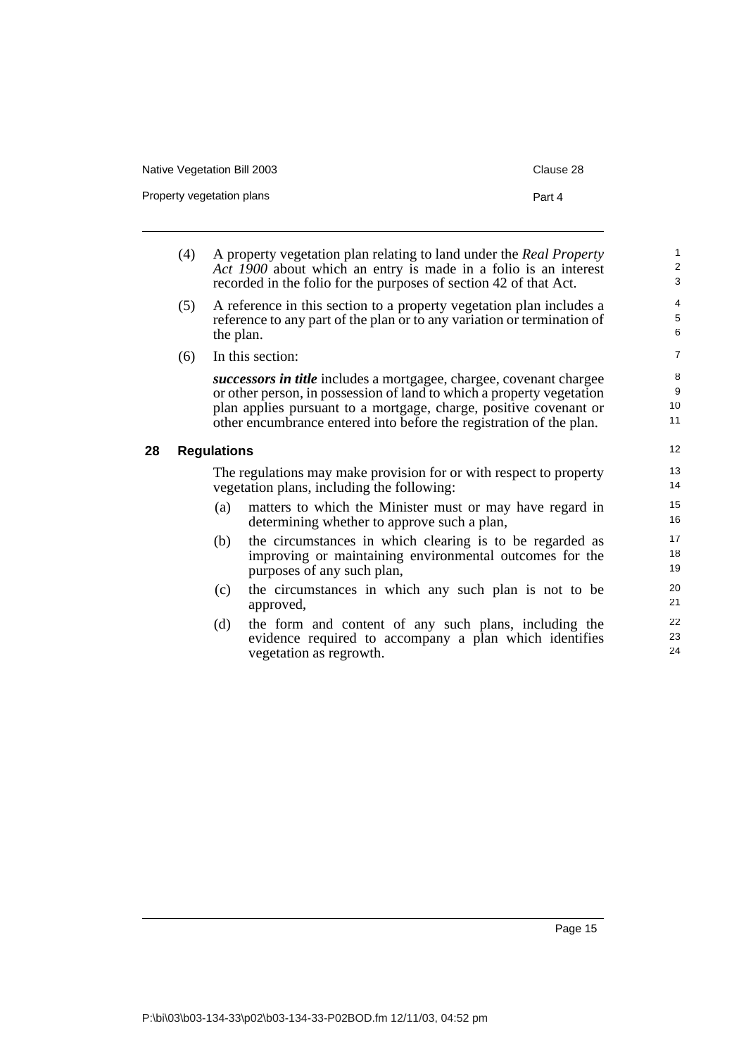(4) A property vegetation plan relating to land under the *Real Property Act 1900* about which an entry is made in a folio is an interest recorded in the folio for the purposes of section 42 of that Act.

(5) A reference in this section to a property vegetation plan includes a reference to any part of the plan or to any variation or termination of the plan.

(6) In this section:

***successors in title*** includes a mortgagee, chargee, covenant chargee or other person, in possession of land to which a property vegetation plan applies pursuant to a mortgage, charge, positive covenant or other encumbrance entered into before the registration of the plan.

## 28 Regulations

The regulations may make provision for or with respect to property vegetation plans, including the following:

(a) matters to which the Minister must or may have regard in determining whether to approve such a plan,

(b) the circumstances in which clearing is to be regarded as improving or maintaining environmental outcomes for the purposes of any such plan,

(c) the circumstances in which any such plan is not to be approved,

(d) the form and content of any such plans, including the evidence required to accompany a plan which identifies vegetation as regrowth.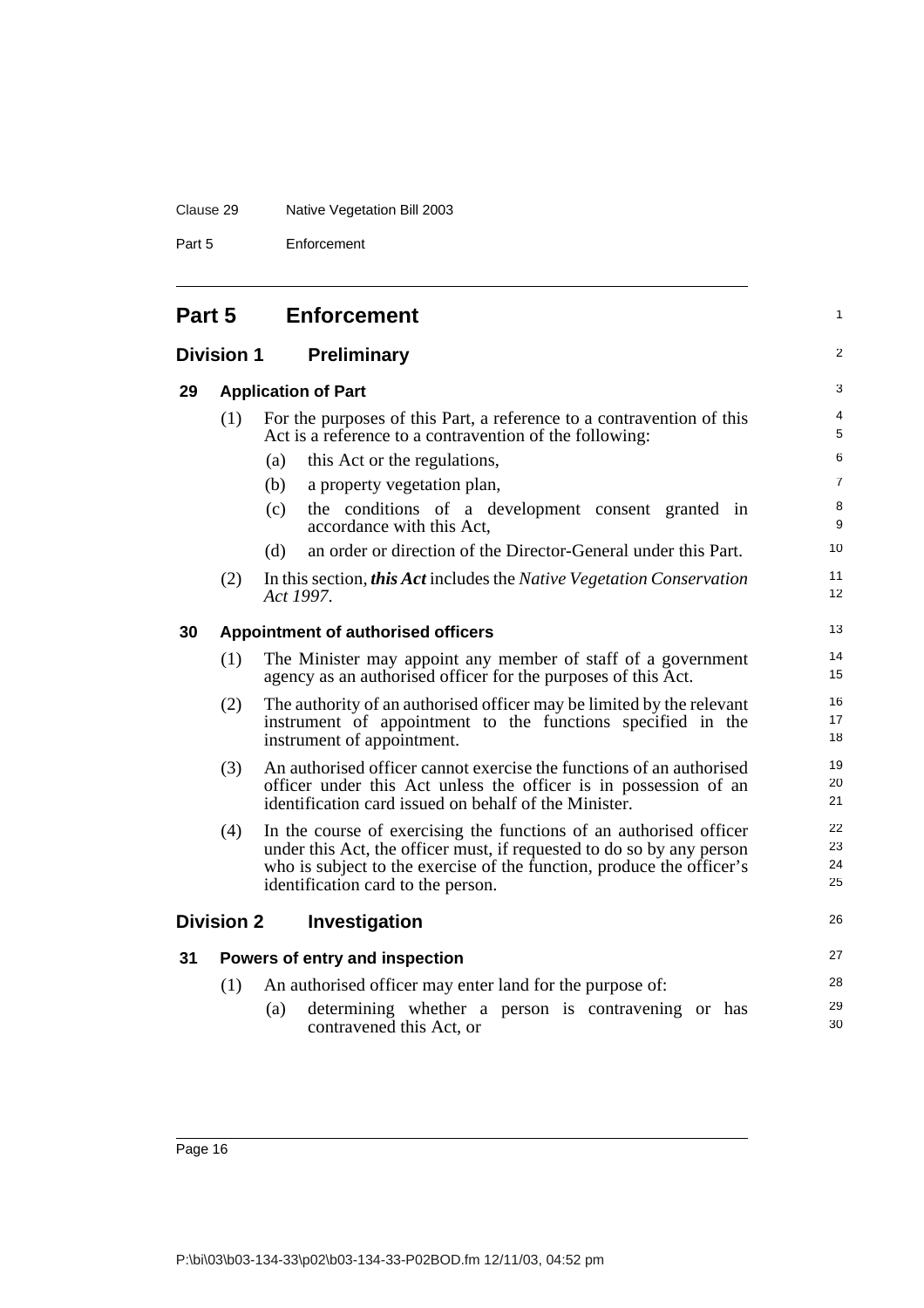## Part 5 Enforcement

### Division 1 Preliminary

#### 29 Application of Part

(1) For the purposes of this Part, a reference to a contravention of this Act is a reference to a contravention of the following:

(a) this Act or the regulations,

(b) a property vegetation plan,

(c) the conditions of a development consent granted in accordance with this Act,

(d) an order or direction of the Director-General under this Part.

(2) In this section, ***this Act*** includes the *Native Vegetation Conservation Act 1997*.

#### 30 Appointment of authorised officers

(1) The Minister may appoint any member of staff of a government agency as an authorised officer for the purposes of this Act.

(2) The authority of an authorised officer may be limited by the relevant instrument of appointment to the functions specified in the instrument of appointment.

(3) An authorised officer cannot exercise the functions of an authorised officer under this Act unless the officer is in possession of an identification card issued on behalf of the Minister.

(4) In the course of exercising the functions of an authorised officer under this Act, the officer must, if requested to do so by any person who is subject to the exercise of the function, produce the officer's identification card to the person.

### Division 2 Investigation

#### 31 Powers of entry and inspection

(1) An authorised officer may enter land for the purpose of:

(a) determining whether a person is contravening or has contravened this Act, or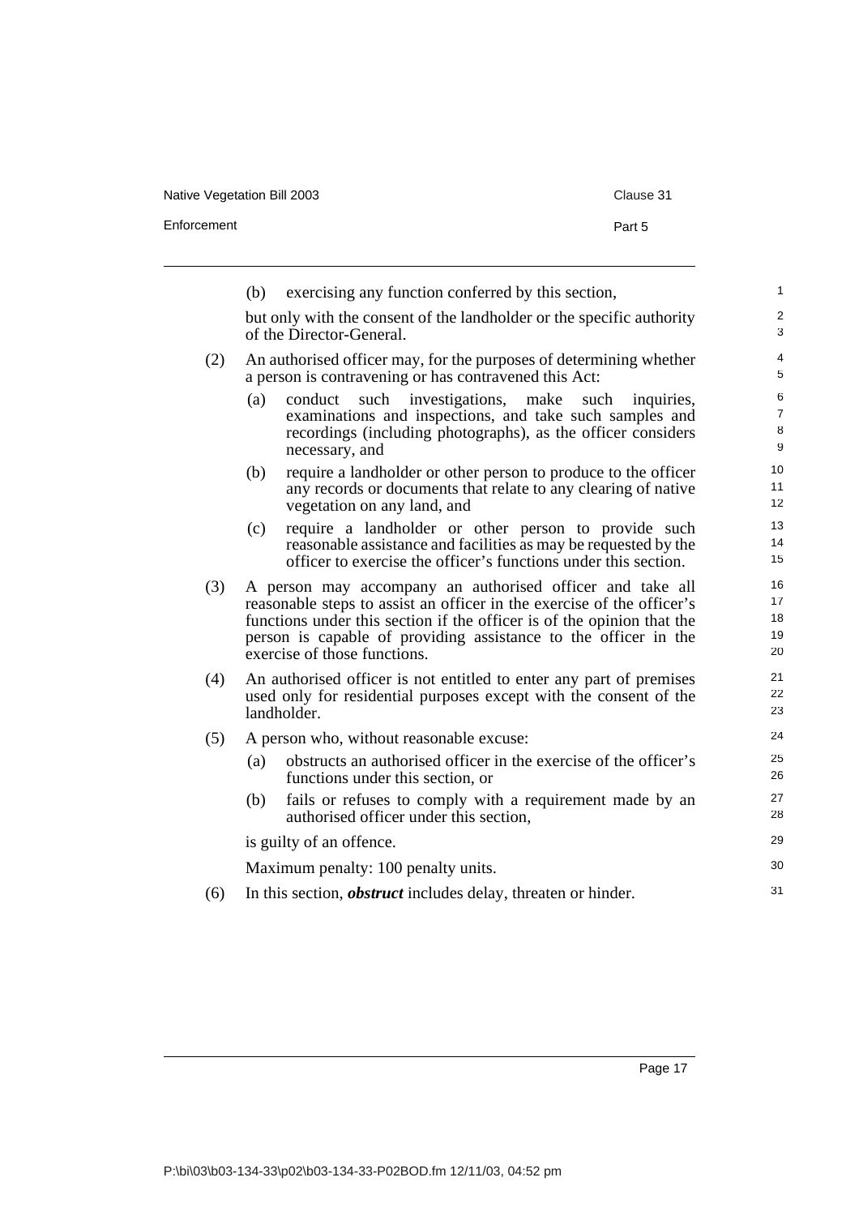(b) exercising any function conferred by this section,

but only with the consent of the landholder or the specific authority of the Director-General.

(2) An authorised officer may, for the purposes of determining whether a person is contravening or has contravened this Act:

(a) conduct such investigations, make such inquiries, examinations and inspections, and take such samples and recordings (including photographs), as the officer considers necessary, and

(b) require a landholder or other person to produce to the officer any records or documents that relate to any clearing of native vegetation on any land, and

(c) require a landholder or other person to provide such reasonable assistance and facilities as may be requested by the officer to exercise the officer's functions under this section.

(3) A person may accompany an authorised officer and take all reasonable steps to assist an officer in the exercise of the officer's functions under this section if the officer is of the opinion that the person is capable of providing assistance to the officer in the exercise of those functions.

(4) An authorised officer is not entitled to enter any part of premises used only for residential purposes except with the consent of the landholder.

(5) A person who, without reasonable excuse:

(a) obstructs an authorised officer in the exercise of the officer's functions under this section, or

(b) fails or refuses to comply with a requirement made by an authorised officer under this section,

is guilty of an offence.

Maximum penalty: 100 penalty units.

(6) In this section, ***obstruct*** includes delay, threaten or hinder.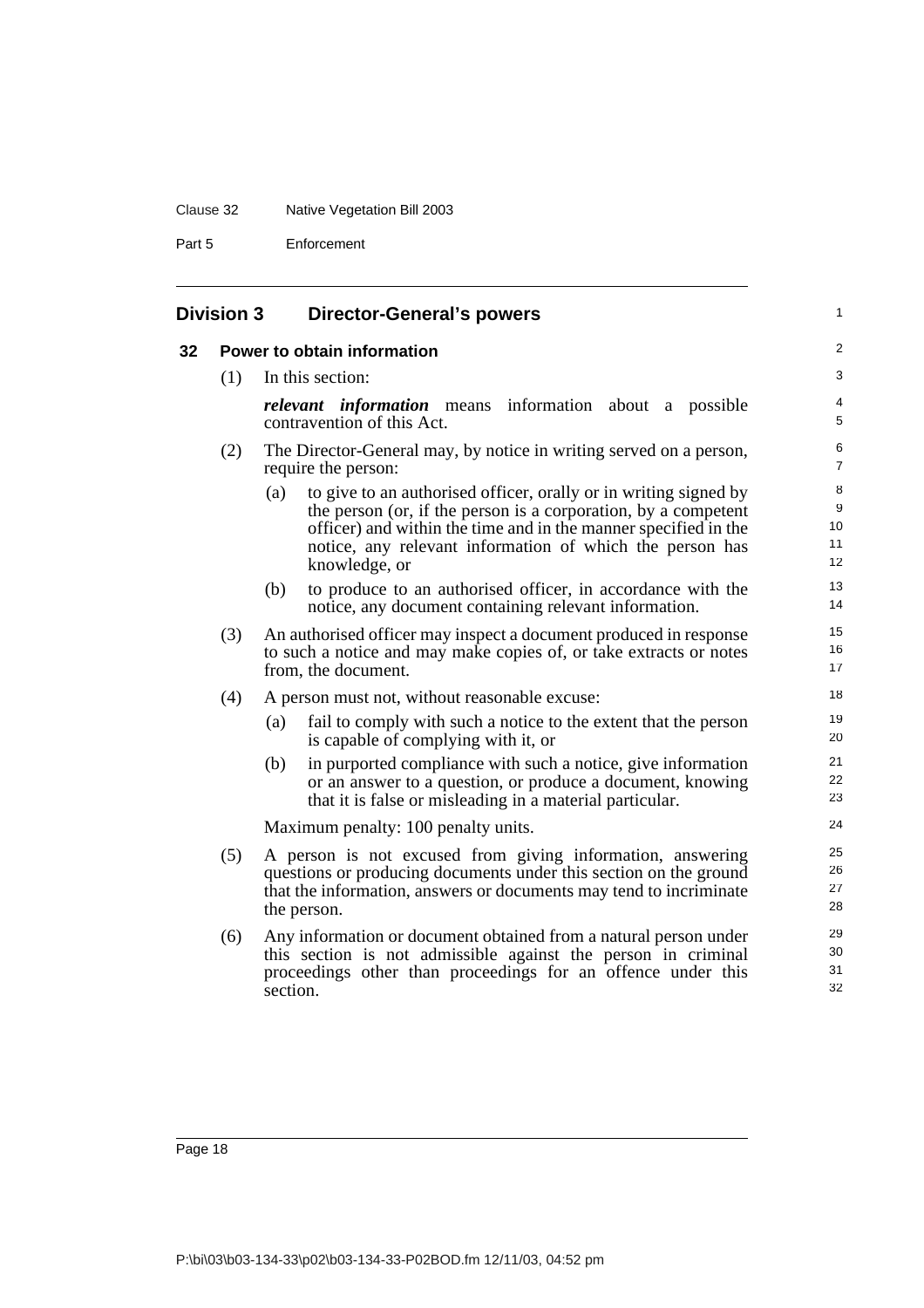## Division 3 Director-General's powers

### 32 Power to obtain information

(1) In this section:

***relevant information*** means information about a possible contravention of this Act.

(2) The Director-General may, by notice in writing served on a person, require the person:

(a) to give to an authorised officer, orally or in writing signed by the person (or, if the person is a corporation, by a competent officer) and within the time and in the manner specified in the notice, any relevant information of which the person has knowledge, or

(b) to produce to an authorised officer, in accordance with the notice, any document containing relevant information.

(3) An authorised officer may inspect a document produced in response to such a notice and may make copies of, or take extracts or notes from, the document.

(4) A person must not, without reasonable excuse:

(a) fail to comply with such a notice to the extent that the person is capable of complying with it, or

(b) in purported compliance with such a notice, give information or an answer to a question, or produce a document, knowing that it is false or misleading in a material particular.

Maximum penalty: 100 penalty units.

(5) A person is not excused from giving information, answering questions or producing documents under this section on the ground that the information, answers or documents may tend to incriminate the person.

(6) Any information or document obtained from a natural person under this section is not admissible against the person in criminal proceedings other than proceedings for an offence under this section.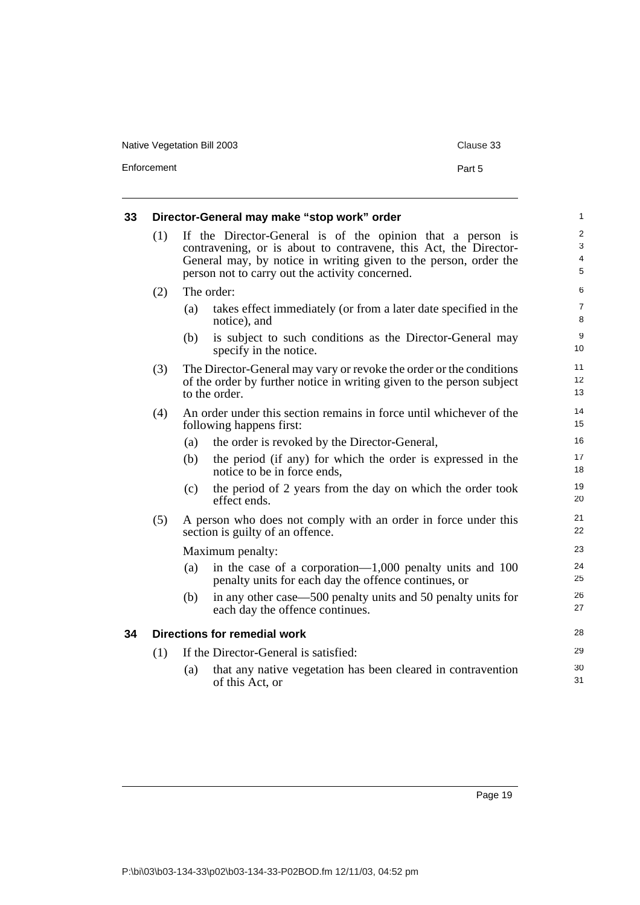### 33 Director-General may make "stop work" order

(1) If the Director-General is of the opinion that a person is contravening, or is about to contravene, this Act, the Director-General may, by notice in writing given to the person, order the person not to carry out the activity concerned.

(2) The order:

(a) takes effect immediately (or from a later date specified in the notice), and

(b) is subject to such conditions as the Director-General may specify in the notice.

(3) The Director-General may vary or revoke the order or the conditions of the order by further notice in writing given to the person subject to the order.

(4) An order under this section remains in force until whichever of the following happens first:

(a) the order is revoked by the Director-General,

(b) the period (if any) for which the order is expressed in the notice to be in force ends,

(c) the period of 2 years from the day on which the order took effect ends.

(5) A person who does not comply with an order in force under this section is guilty of an offence.

Maximum penalty:

(a) in the case of a corporation—1,000 penalty units and 100 penalty units for each day the offence continues, or

(b) in any other case—500 penalty units and 50 penalty units for each day the offence continues.

### 34 Directions for remedial work

(1) If the Director-General is satisfied:

(a) that any native vegetation has been cleared in contravention of this Act, or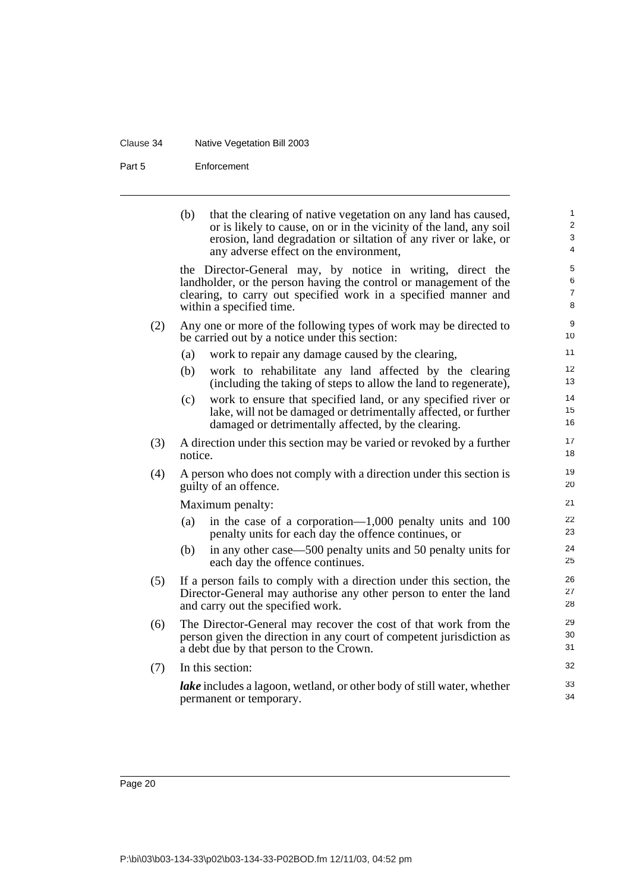(b) that the clearing of native vegetation on any land has caused, or is likely to cause, on or in the vicinity of the land, any soil erosion, land degradation or siltation of any river or lake, or any adverse effect on the environment,

the Director-General may, by notice in writing, direct the landholder, or the person having the control or management of the clearing, to carry out specified work in a specified manner and within a specified time.

(2) Any one or more of the following types of work may be directed to be carried out by a notice under this section:

(a) work to repair any damage caused by the clearing,

(b) work to rehabilitate any land affected by the clearing (including the taking of steps to allow the land to regenerate),

(c) work to ensure that specified land, or any specified river or lake, will not be damaged or detrimentally affected, or further damaged or detrimentally affected, by the clearing.

(3) A direction under this section may be varied or revoked by a further notice.

(4) A person who does not comply with a direction under this section is guilty of an offence.

Maximum penalty:

(a) in the case of a corporation—1,000 penalty units and 100 penalty units for each day the offence continues, or

(b) in any other case—500 penalty units and 50 penalty units for each day the offence continues.

(5) If a person fails to comply with a direction under this section, the Director-General may authorise any other person to enter the land and carry out the specified work.

(6) The Director-General may recover the cost of that work from the person given the direction in any court of competent jurisdiction as a debt due by that person to the Crown.

(7) In this section:

***lake*** includes a lagoon, wetland, or other body of still water, whether permanent or temporary.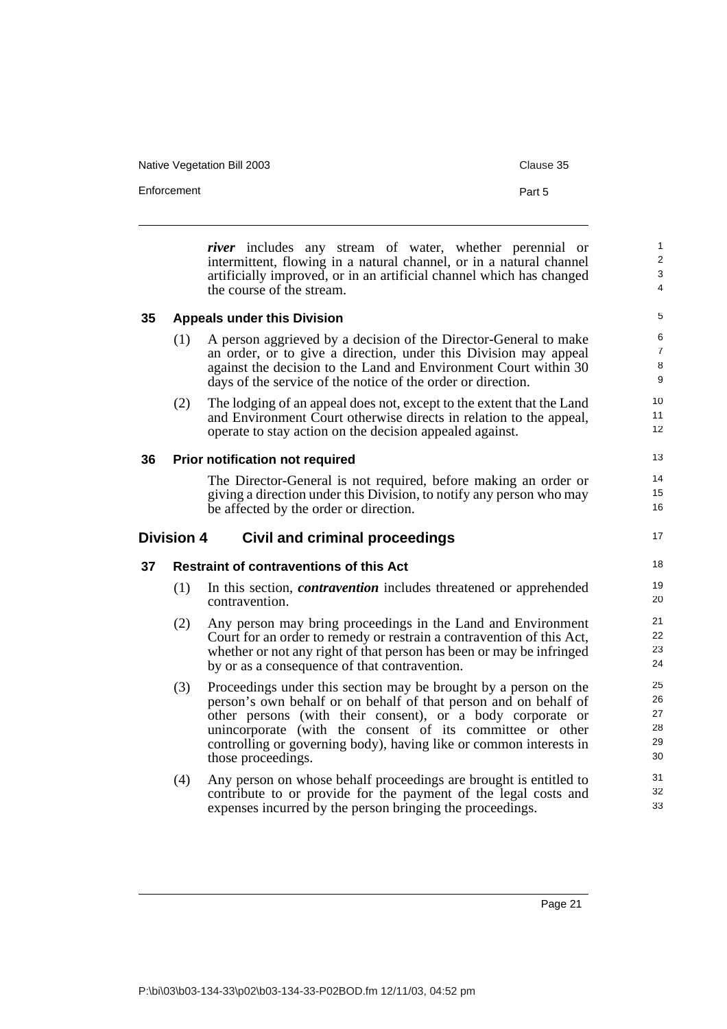***river*** includes any stream of water, whether perennial or intermittent, flowing in a natural channel, or in a natural channel artificially improved, or in an artificial channel which has changed the course of the stream.

### 35 Appeals under this Division

(1) A person aggrieved by a decision of the Director-General to make an order, or to give a direction, under this Division may appeal against the decision to the Land and Environment Court within 30 days of the service of the notice of the order or direction.

(2) The lodging of an appeal does not, except to the extent that the Land and Environment Court otherwise directs in relation to the appeal, operate to stay action on the decision appealed against.

### 36 Prior notification not required

The Director-General is not required, before making an order or giving a direction under this Division, to notify any person who may be affected by the order or direction.

## Division 4 Civil and criminal proceedings

### 37 Restraint of contraventions of this Act

(1) In this section, ***contravention*** includes threatened or apprehended contravention.

(2) Any person may bring proceedings in the Land and Environment Court for an order to remedy or restrain a contravention of this Act, whether or not any right of that person has been or may be infringed by or as a consequence of that contravention.

(3) Proceedings under this section may be brought by a person on the person's own behalf or on behalf of that person and on behalf of other persons (with their consent), or a body corporate or unincorporate (with the consent of its committee or other controlling or governing body), having like or common interests in those proceedings.

(4) Any person on whose behalf proceedings are brought is entitled to contribute to or provide for the payment of the legal costs and expenses incurred by the person bringing the proceedings.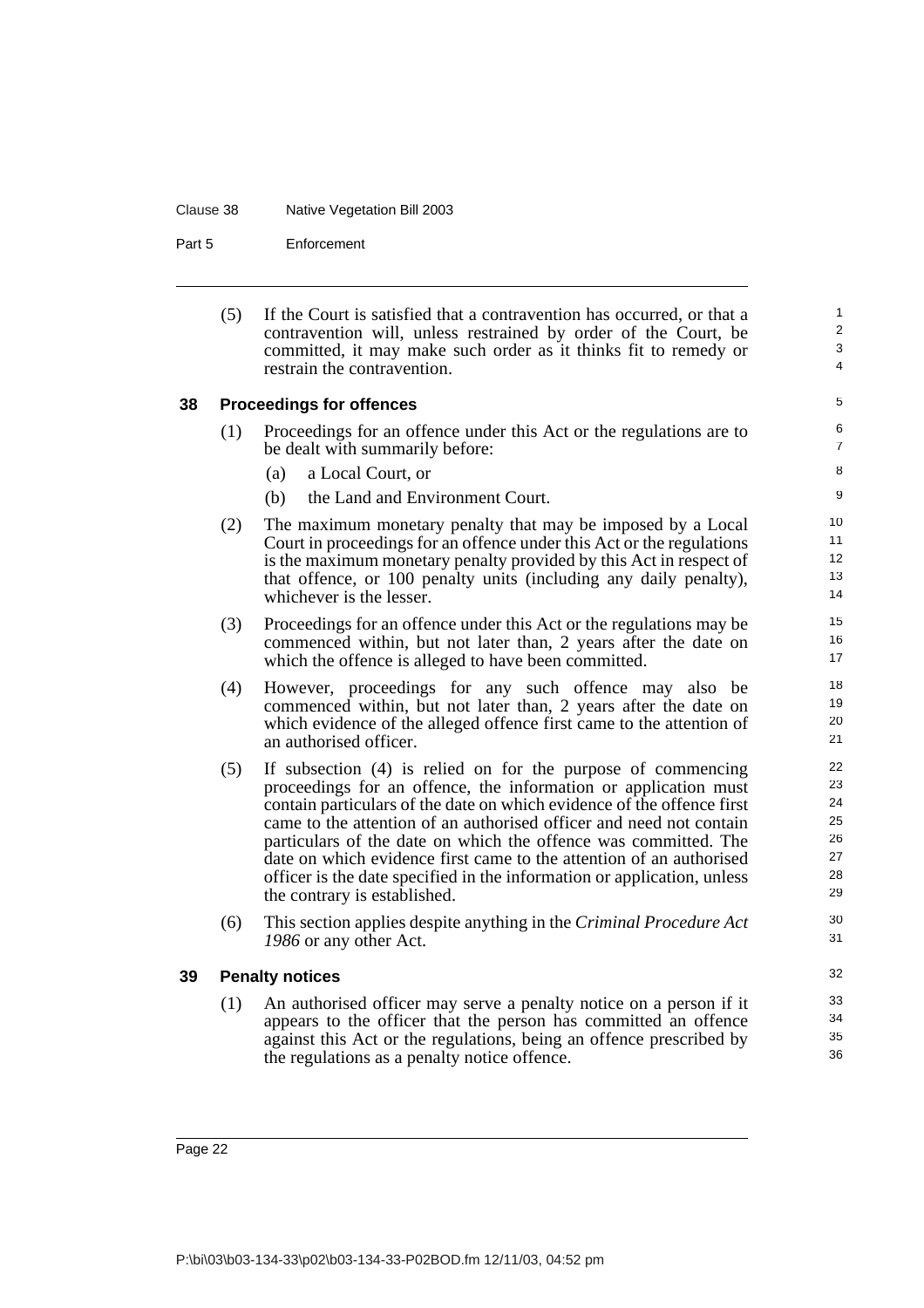(5) If the Court is satisfied that a contravention has occurred, or that a contravention will, unless restrained by order of the Court, be committed, it may make such order as it thinks fit to remedy or restrain the contravention.

## 38 Proceedings for offences

(1) Proceedings for an offence under this Act or the regulations are to be dealt with summarily before:

- (a) a Local Court, or
- (b) the Land and Environment Court.

(2) The maximum monetary penalty that may be imposed by a Local Court in proceedings for an offence under this Act or the regulations is the maximum monetary penalty provided by this Act in respect of that offence, or 100 penalty units (including any daily penalty), whichever is the lesser.

(3) Proceedings for an offence under this Act or the regulations may be commenced within, but not later than, 2 years after the date on which the offence is alleged to have been committed.

(4) However, proceedings for any such offence may also be commenced within, but not later than, 2 years after the date on which evidence of the alleged offence first came to the attention of an authorised officer.

(5) If subsection (4) is relied on for the purpose of commencing proceedings for an offence, the information or application must contain particulars of the date on which evidence of the offence first came to the attention of an authorised officer and need not contain particulars of the date on which the offence was committed. The date on which evidence first came to the attention of an authorised officer is the date specified in the information or application, unless the contrary is established.

(6) This section applies despite anything in the *Criminal Procedure Act 1986* or any other Act.

## 39 Penalty notices

(1) An authorised officer may serve a penalty notice on a person if it appears to the officer that the person has committed an offence against this Act or the regulations, being an offence prescribed by the regulations as a penalty notice offence.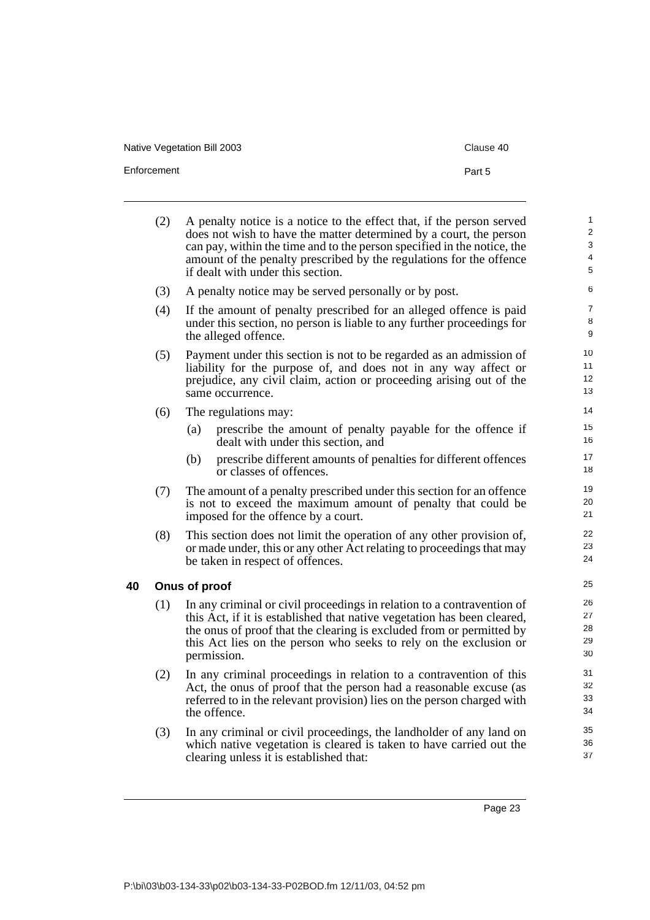(2) A penalty notice is a notice to the effect that, if the person served does not wish to have the matter determined by a court, the person can pay, within the time and to the person specified in the notice, the amount of the penalty prescribed by the regulations for the offence if dealt with under this section.

(3) A penalty notice may be served personally or by post.

(4) If the amount of penalty prescribed for an alleged offence is paid under this section, no person is liable to any further proceedings for the alleged offence.

(5) Payment under this section is not to be regarded as an admission of liability for the purpose of, and does not in any way affect or prejudice, any civil claim, action or proceeding arising out of the same occurrence.

(6) The regulations may:

(a) prescribe the amount of penalty payable for the offence if dealt with under this section, and

(b) prescribe different amounts of penalties for different offences or classes of offences.

(7) The amount of a penalty prescribed under this section for an offence is not to exceed the maximum amount of penalty that could be imposed for the offence by a court.

(8) This section does not limit the operation of any other provision of, or made under, this or any other Act relating to proceedings that may be taken in respect of offences.

### 40 Onus of proof

(1) In any criminal or civil proceedings in relation to a contravention of this Act, if it is established that native vegetation has been cleared, the onus of proof that the clearing is excluded from or permitted by this Act lies on the person who seeks to rely on the exclusion or permission.

(2) In any criminal proceedings in relation to a contravention of this Act, the onus of proof that the person had a reasonable excuse (as referred to in the relevant provision) lies on the person charged with the offence.

(3) In any criminal or civil proceedings, the landholder of any land on which native vegetation is cleared is taken to have carried out the clearing unless it is established that: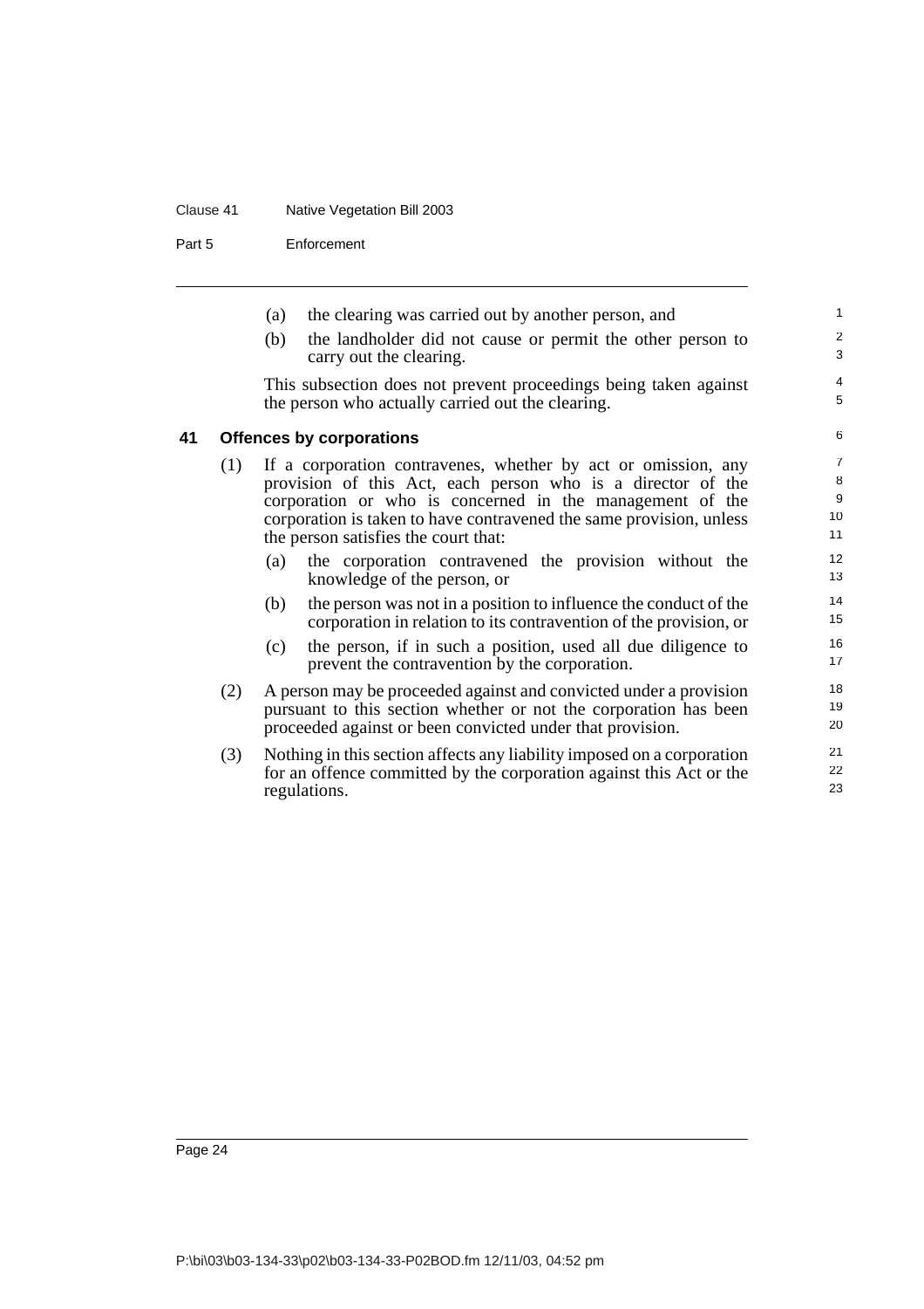(a) the clearing was carried out by another person, and

(b) the landholder did not cause or permit the other person to carry out the clearing.

This subsection does not prevent proceedings being taken against the person who actually carried out the clearing.

### 41 Offences by corporations

(1) If a corporation contravenes, whether by act or omission, any provision of this Act, each person who is a director of the corporation or who is concerned in the management of the corporation is taken to have contravened the same provision, unless the person satisfies the court that:

(a) the corporation contravened the provision without the knowledge of the person, or

(b) the person was not in a position to influence the conduct of the corporation in relation to its contravention of the provision, or

(c) the person, if in such a position, used all due diligence to prevent the contravention by the corporation.

(2) A person may be proceeded against and convicted under a provision pursuant to this section whether or not the corporation has been proceeded against or been convicted under that provision.

(3) Nothing in this section affects any liability imposed on a corporation for an offence committed by the corporation against this Act or the regulations.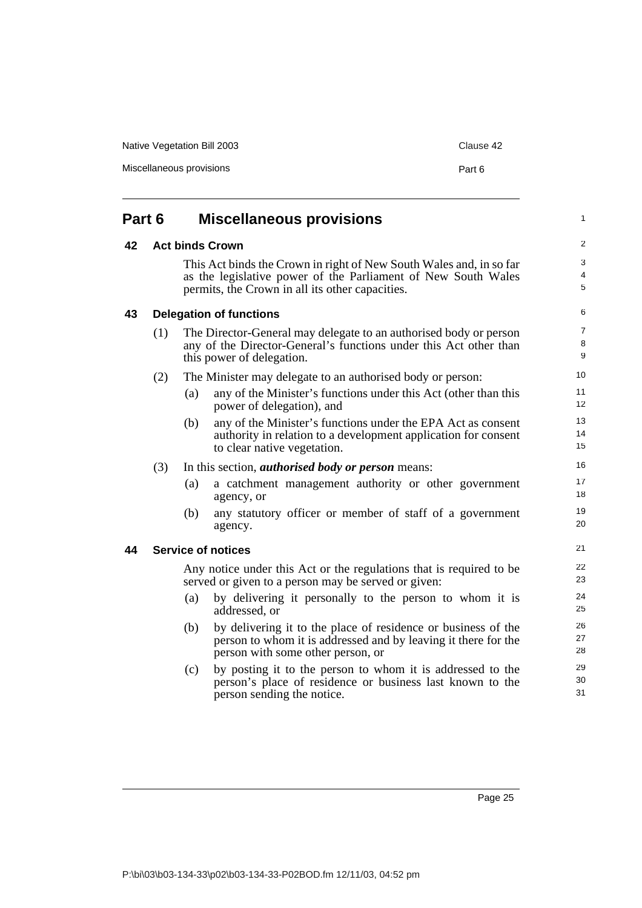## Part 6 Miscellaneous provisions

### 42 Act binds Crown

This Act binds the Crown in right of New South Wales and, in so far as the legislative power of the Parliament of New South Wales permits, the Crown in all its other capacities.

### 43 Delegation of functions

(1) The Director-General may delegate to an authorised body or person any of the Director-General's functions under this Act other than this power of delegation.

(2) The Minister may delegate to an authorised body or person:

(a) any of the Minister's functions under this Act (other than this power of delegation), and

(b) any of the Minister's functions under the EPA Act as consent authority in relation to a development application for consent to clear native vegetation.

(3) In this section, ***authorised body or person*** means:

(a) a catchment management authority or other government agency, or

(b) any statutory officer or member of staff of a government agency.

### 44 Service of notices

Any notice under this Act or the regulations that is required to be served or given to a person may be served or given:

(a) by delivering it personally to the person to whom it is addressed, or

(b) by delivering it to the place of residence or business of the person to whom it is addressed and by leaving it there for the person with some other person, or

(c) by posting it to the person to whom it is addressed to the person's place of residence or business last known to the person sending the notice.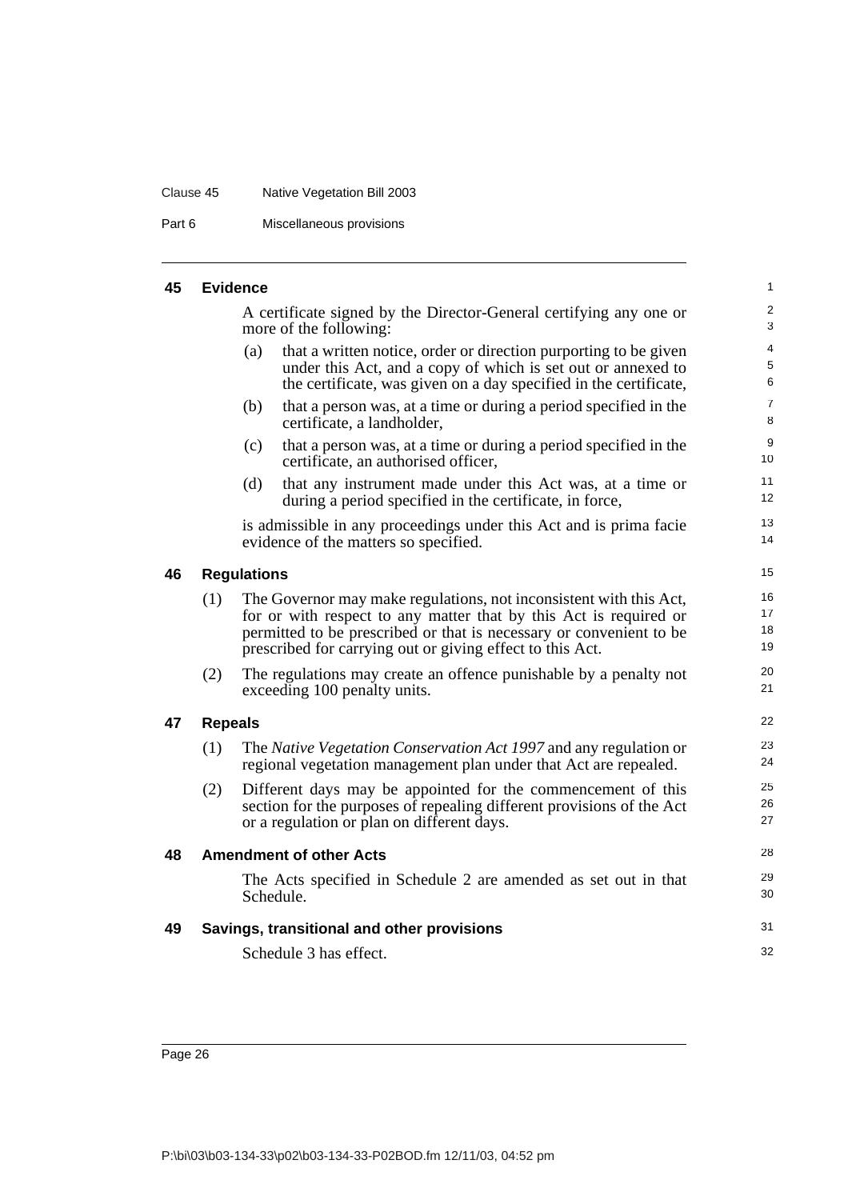## 45 Evidence

A certificate signed by the Director-General certifying any one or more of the following:

(a) that a written notice, order or direction purporting to be given under this Act, and a copy of which is set out or annexed to the certificate, was given on a day specified in the certificate,

(b) that a person was, at a time or during a period specified in the certificate, a landholder,

(c) that a person was, at a time or during a period specified in the certificate, an authorised officer,

(d) that any instrument made under this Act was, at a time or during a period specified in the certificate, in force,

is admissible in any proceedings under this Act and is prima facie evidence of the matters so specified.

## 46 Regulations

(1) The Governor may make regulations, not inconsistent with this Act, for or with respect to any matter that by this Act is required or permitted to be prescribed or that is necessary or convenient to be prescribed for carrying out or giving effect to this Act.

(2) The regulations may create an offence punishable by a penalty not exceeding 100 penalty units.

## 47 Repeals

(1) The *Native Vegetation Conservation Act 1997* and any regulation or regional vegetation management plan under that Act are repealed.

(2) Different days may be appointed for the commencement of this section for the purposes of repealing different provisions of the Act or a regulation or plan on different days.

## 48 Amendment of other Acts

The Acts specified in Schedule 2 are amended as set out in that Schedule.

## 49 Savings, transitional and other provisions

Schedule 3 has effect.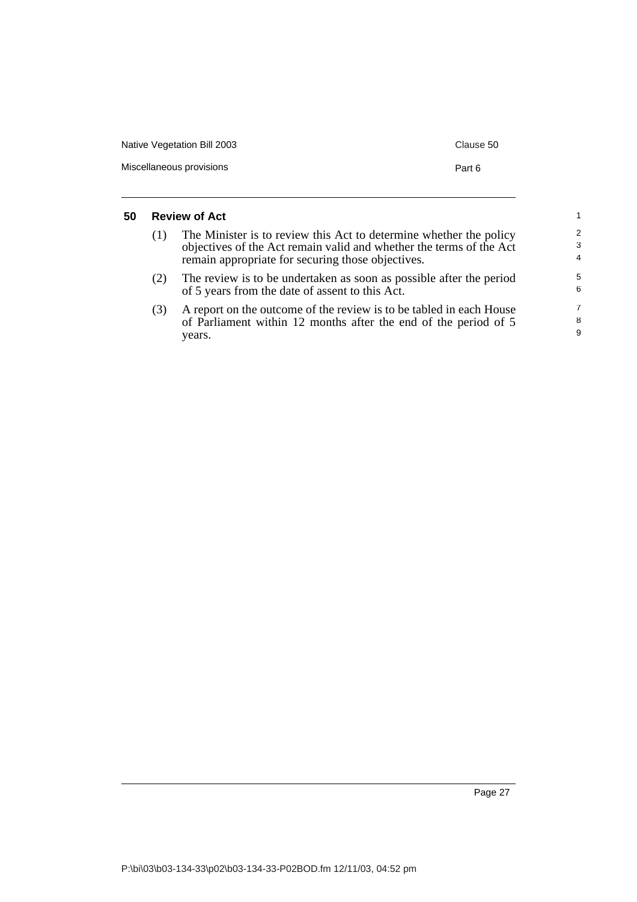## 50 Review of Act

(1) The Minister is to review this Act to determine whether the policy objectives of the Act remain valid and whether the terms of the Act remain appropriate for securing those objectives.

(2) The review is to be undertaken as soon as possible after the period of 5 years from the date of assent to this Act.

(3) A report on the outcome of the review is to be tabled in each House of Parliament within 12 months after the end of the period of 5 years.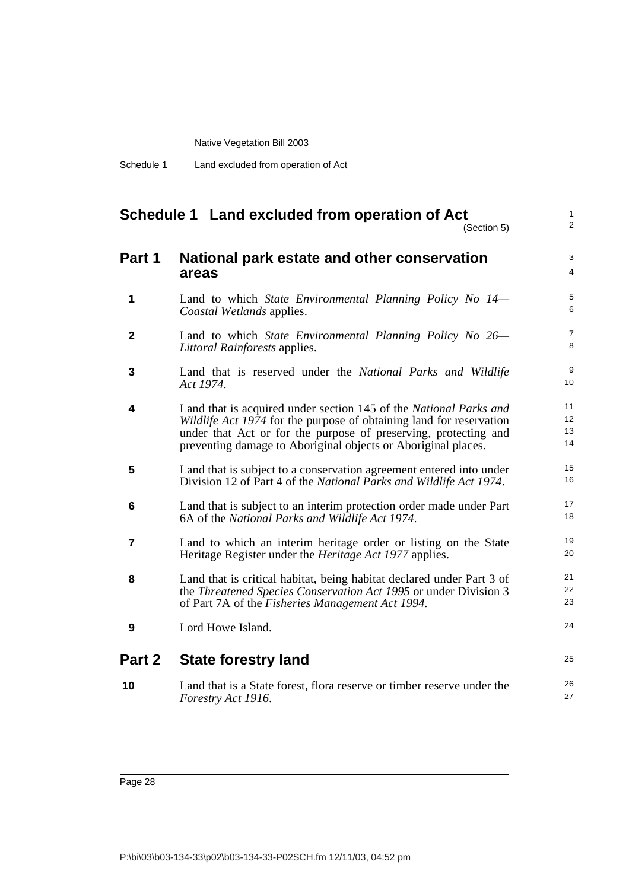# Schedule 1 Land excluded from operation of Act

(Section 5)

## Part 1 National park estate and other conservation areas

**1** Land to which *State Environmental Planning Policy No 14—Coastal Wetlands* applies.

**2** Land to which *State Environmental Planning Policy No 26—Littoral Rainforests* applies.

**3** Land that is reserved under the *National Parks and Wildlife Act 1974*.

**4** Land that is acquired under section 145 of the *National Parks and Wildlife Act 1974* for the purpose of obtaining land for reservation under that Act or for the purpose of preserving, protecting and preventing damage to Aboriginal objects or Aboriginal places.

**5** Land that is subject to a conservation agreement entered into under Division 12 of Part 4 of the *National Parks and Wildlife Act 1974*.

**6** Land that is subject to an interim protection order made under Part 6A of the *National Parks and Wildlife Act 1974*.

**7** Land to which an interim heritage order or listing on the State Heritage Register under the *Heritage Act 1977* applies.

**8** Land that is critical habitat, being habitat declared under Part 3 of the *Threatened Species Conservation Act 1995* or under Division 3 of Part 7A of the *Fisheries Management Act 1994*.

**9** Lord Howe Island.

## Part 2 State forestry land

**10** Land that is a State forest, flora reserve or timber reserve under the *Forestry Act 1916*.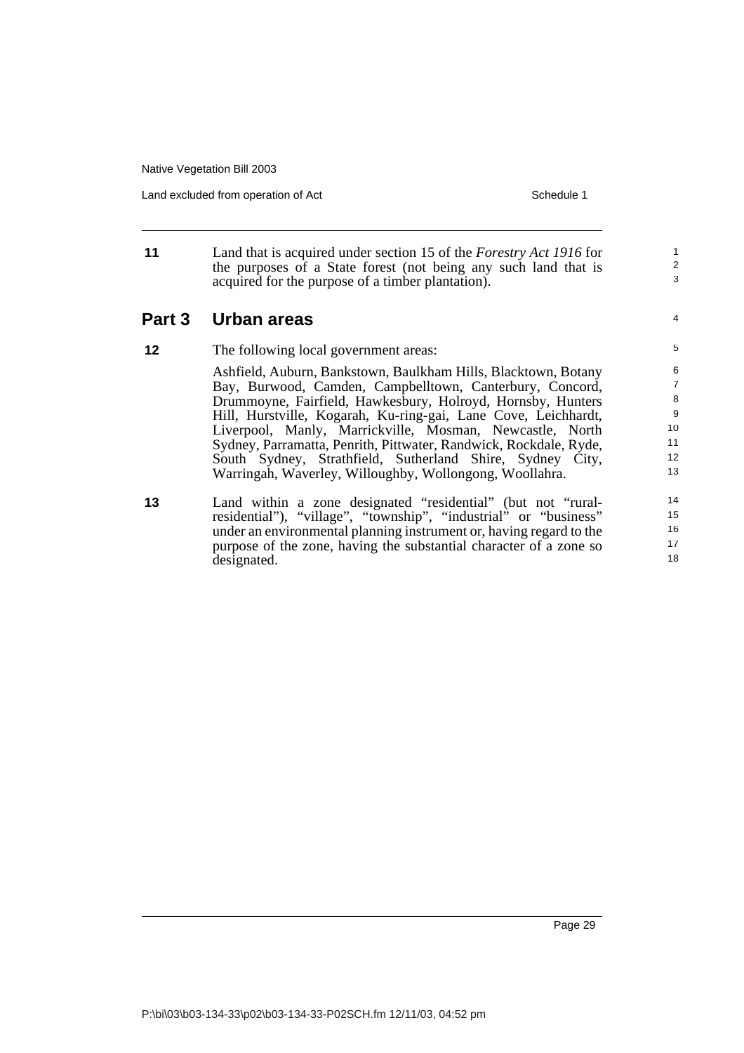**11** Land that is acquired under section 15 of the *Forestry Act 1916* for the purposes of a State forest (not being any such land that is acquired for the purpose of a timber plantation).

## Part 3 Urban areas

**12** The following local government areas:

Ashfield, Auburn, Bankstown, Baulkham Hills, Blacktown, Botany Bay, Burwood, Camden, Campbelltown, Canterbury, Concord, Drummoyne, Fairfield, Hawkesbury, Holroyd, Hornsby, Hunters Hill, Hurstville, Kogarah, Ku-ring-gai, Lane Cove, Leichhardt, Liverpool, Manly, Marrickville, Mosman, Newcastle, North Sydney, Parramatta, Penrith, Pittwater, Randwick, Rockdale, Ryde, South Sydney, Strathfield, Sutherland Shire, Sydney City, Warringah, Waverley, Willoughby, Wollongong, Woollahra.

**13** Land within a zone designated "residential" (but not "rural-residential"), "village", "township", "industrial" or "business" under an environmental planning instrument or, having regard to the purpose of the zone, having the substantial character of a zone so designated.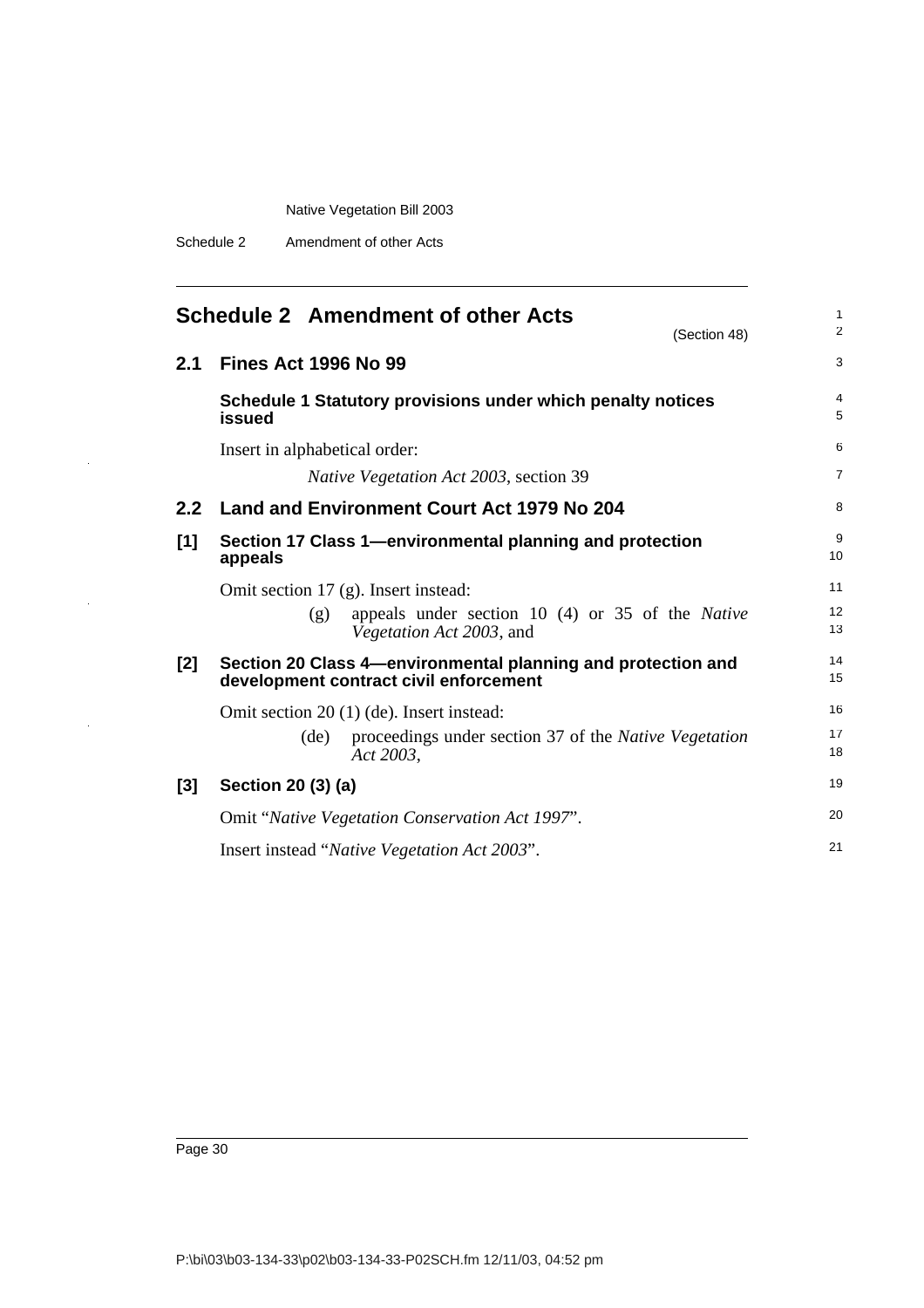# Schedule 2 Amendment of other Acts

(Section 48)

## 2.1 Fines Act 1996 No 99

### Schedule 1 Statutory provisions under which penalty notices issued

Insert in alphabetical order:

*Native Vegetation Act 2003*, section 39

## 2.2 Land and Environment Court Act 1979 No 204

### [1] Section 17 Class 1—environmental planning and protection appeals

Omit section 17 (g). Insert instead:

(g) appeals under section 10 (4) or 35 of the *Native Vegetation Act 2003*, and

### [2] Section 20 Class 4—environmental planning and protection and development contract civil enforcement

Omit section 20 (1) (de). Insert instead:

(de) proceedings under section 37 of the *Native Vegetation Act 2003*,

### [3] Section 20 (3) (a)

Omit "*Native Vegetation Conservation Act 1997*".

Insert instead "*Native Vegetation Act 2003*".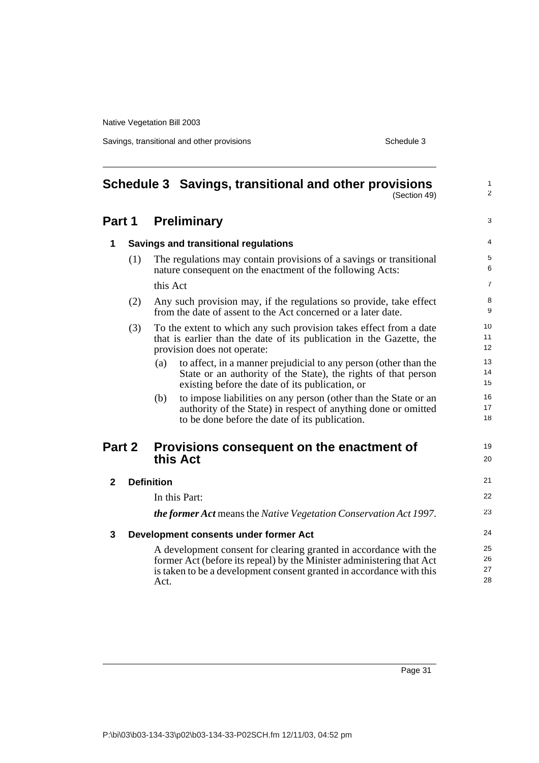# Schedule 3 Savings, transitional and other provisions

(Section 49)

## Part 1 Preliminary

### 1 Savings and transitional regulations

(1) The regulations may contain provisions of a savings or transitional nature consequent on the enactment of the following Acts:

this Act

(2) Any such provision may, if the regulations so provide, take effect from the date of assent to the Act concerned or a later date.

(3) To the extent to which any such provision takes effect from a date that is earlier than the date of its publication in the Gazette, the provision does not operate:

(a) to affect, in a manner prejudicial to any person (other than the State or an authority of the State), the rights of that person existing before the date of its publication, or

(b) to impose liabilities on any person (other than the State or an authority of the State) in respect of anything done or omitted to be done before the date of its publication.

## Part 2 Provisions consequent on the enactment of this Act

### 2 Definition

In this Part:

***the former Act*** means the *Native Vegetation Conservation Act 1997*.

### 3 Development consents under former Act

A development consent for clearing granted in accordance with the former Act (before its repeal) by the Minister administering that Act is taken to be a development consent granted in accordance with this Act.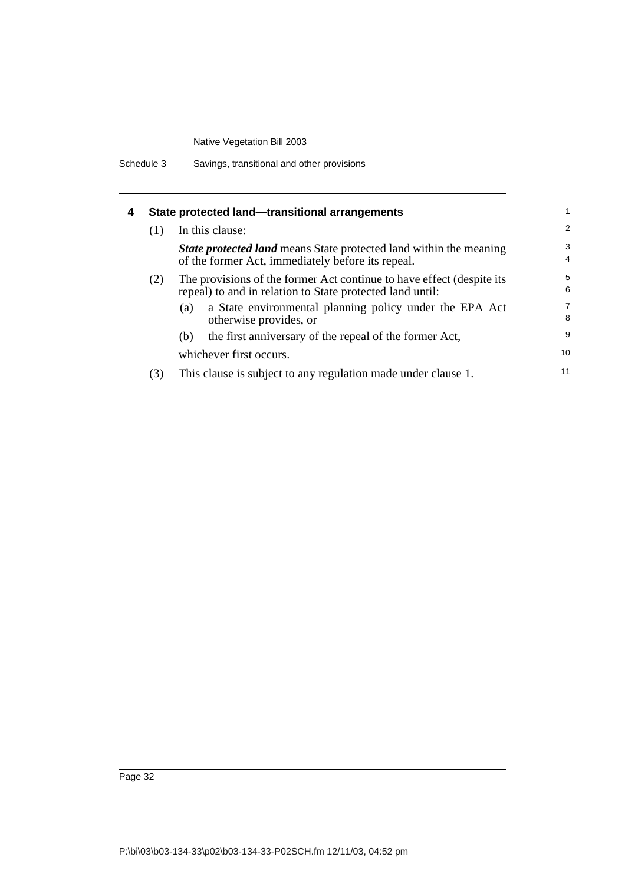## 4 State protected land—transitional arrangements

(1) In this clause:

***State protected land*** means State protected land within the meaning of the former Act, immediately before its repeal.

(2) The provisions of the former Act continue to have effect (despite its repeal) to and in relation to State protected land until:

  (a) a State environmental planning policy under the EPA Act otherwise provides, or

  (b) the first anniversary of the repeal of the former Act,

whichever first occurs.

(3) This clause is subject to any regulation made under clause 1.